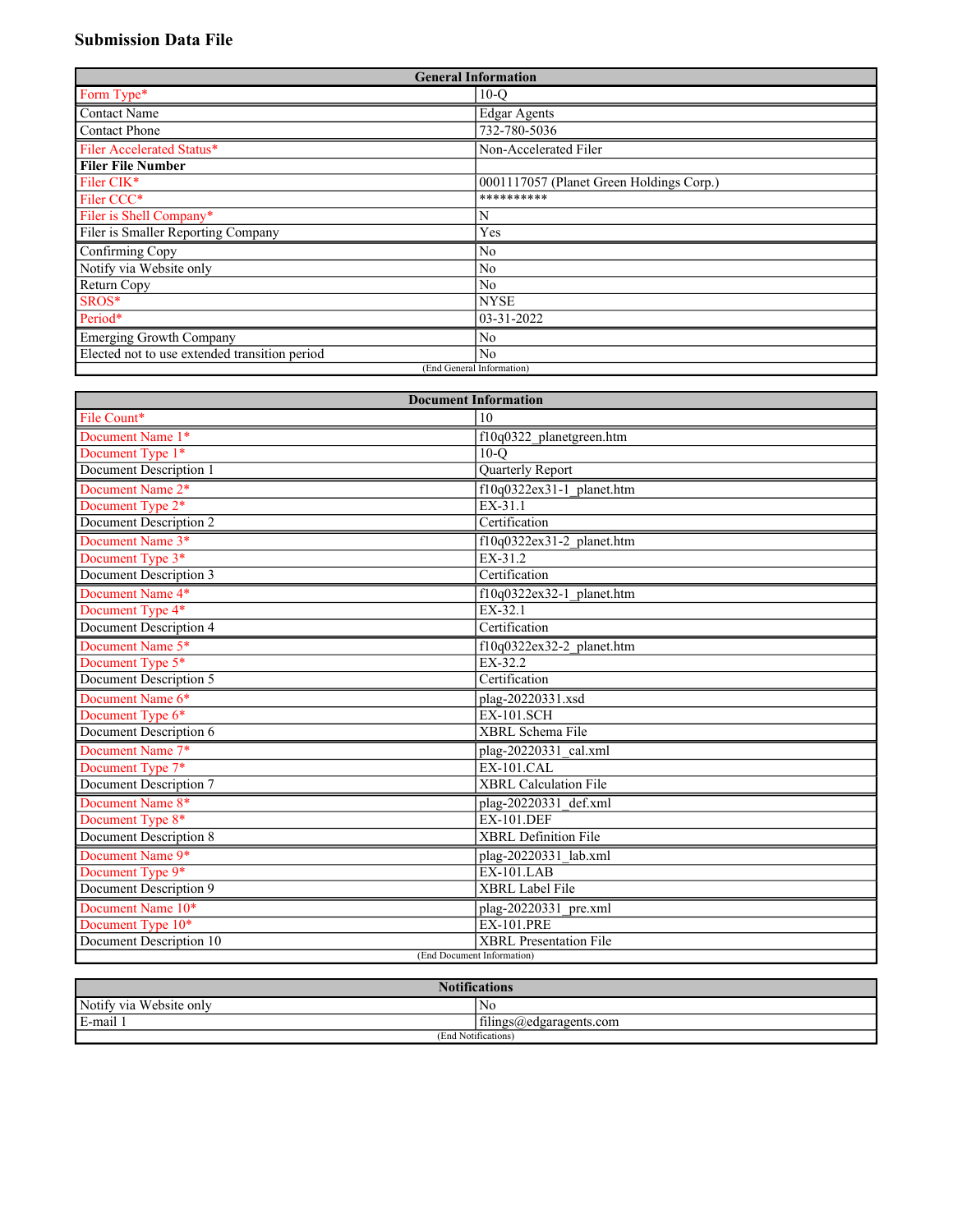# Submission Data File

| General Information | |
|---|---|
| Form Type* | 10-Q |
| Contact Name | Edgar Agents |
| Contact Phone | 732-780-5036 |
| Filer Accelerated Status* | Non-Accelerated Filer |
| **Filer File Number** | |
| Filer CIK* | 0001117057 (Planet Green Holdings Corp.) |
| Filer CCC* | ********** |
| Filer is Shell Company* | N |
| Filer is Smaller Reporting Company | Yes |
| Confirming Copy | No |
| Notify via Website only | No |
| Return Copy | No |
| SROS* | NYSE |
| Period* | 03-31-2022 |
| Emerging Growth Company | No |
| Elected not to use extended transition period | No |
| (End General Information) | |

| Document Information | |
|---|---|
| File Count* | 10 |
| Document Name 1* | f10q0322_planetgreen.htm |
| Document Type 1* | 10-Q |
| Document Description 1 | Quarterly Report |
| Document Name 2* | f10q0322ex31-1_planet.htm |
| Document Type 2* | EX-31.1 |
| Document Description 2 | Certification |
| Document Name 3* | f10q0322ex31-2_planet.htm |
| Document Type 3* | EX-31.2 |
| Document Description 3 | Certification |
| Document Name 4* | f10q0322ex32-1_planet.htm |
| Document Type 4* | EX-32.1 |
| Document Description 4 | Certification |
| Document Name 5* | f10q0322ex32-2_planet.htm |
| Document Type 5* | EX-32.2 |
| Document Description 5 | Certification |
| Document Name 6* | plag-20220331.xsd |
| Document Type 6* | EX-101.SCH |
| Document Description 6 | XBRL Schema File |
| Document Name 7* | plag-20220331_cal.xml |
| Document Type 7* | EX-101.CAL |
| Document Description 7 | XBRL Calculation File |
| Document Name 8* | plag-20220331_def.xml |
| Document Type 8* | EX-101.DEF |
| Document Description 8 | XBRL Definition File |
| Document Name 9* | plag-20220331_lab.xml |
| Document Type 9* | EX-101.LAB |
| Document Description 9 | XBRL Label File |
| Document Name 10* | plag-20220331_pre.xml |
| Document Type 10* | EX-101.PRE |
| Document Description 10 | XBRL Presentation File |
| (End Document Information) | |

| Notifications | |
|---|---|
| Notify via Website only | No |
| E-mail 1 | filings@edgaragents.com |
| (End Notifications) | |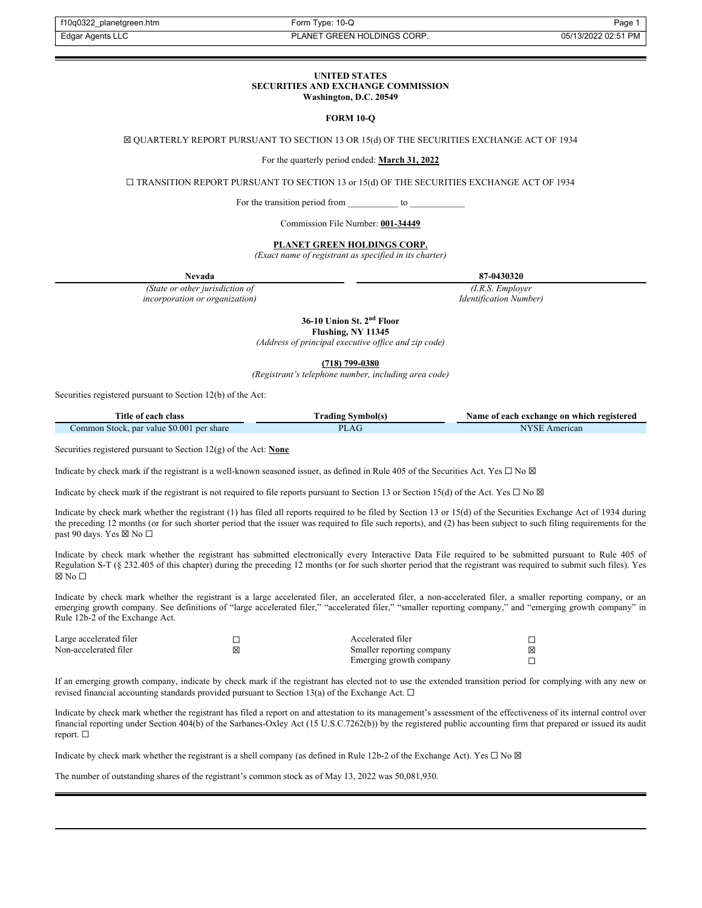**UNITED STATES**
**SECURITIES AND EXCHANGE COMMISSION**
**Washington, D.C. 20549**

**FORM 10-Q**

☒ QUARTERLY REPORT PURSUANT TO SECTION 13 OR 15(d) OF THE SECURITIES EXCHANGE ACT OF 1934

For the quarterly period ended: **March 31, 2022**

☐ TRANSITION REPORT PURSUANT TO SECTION 13 or 15(d) OF THE SECURITIES EXCHANGE ACT OF 1934

For the transition period from ___________ to ____________

Commission File Number: **001-34449**

**PLANET GREEN HOLDINGS CORP.**
*(Exact name of registrant as specified in its charter)*

| **Nevada** | **87-0430320** |
|---|---|
| *(State or other jurisdiction of incorporation or organization)* | *(I.R.S. Employer Identification Number)* |

**36-10 Union St. 2nd Floor**
**Flushing, NY 11345**
*(Address of principal executive office and zip code)*

**(718) 799-0380**
*(Registrant's telephone number, including area code)*

Securities registered pursuant to Section 12(b) of the Act:

| Title of each class | Trading Symbol(s) | Name of each exchange on which registered |
|---|---|---|
| Common Stock, par value $0.001 per share | PLAG | NYSE American |

Securities registered pursuant to Section 12(g) of the Act: **None**

Indicate by check mark if the registrant is a well-known seasoned issuer, as defined in Rule 405 of the Securities Act. Yes ☐ No ☒

Indicate by check mark if the registrant is not required to file reports pursuant to Section 13 or Section 15(d) of the Act. Yes ☐ No ☒

Indicate by check mark whether the registrant (1) has filed all reports required to be filed by Section 13 or 15(d) of the Securities Exchange Act of 1934 during the preceding 12 months (or for such shorter period that the issuer was required to file such reports), and (2) has been subject to such filing requirements for the past 90 days. Yes ☒ No ☐

Indicate by check mark whether the registrant has submitted electronically every Interactive Data File required to be submitted pursuant to Rule 405 of Regulation S-T (§ 232.405 of this chapter) during the preceding 12 months (or for such shorter period that the registrant was required to submit such files). Yes ☒ No ☐

Indicate by check mark whether the registrant is a large accelerated filer, an accelerated filer, a non-accelerated filer, a smaller reporting company, or an emerging growth company. See definitions of "large accelerated filer," "accelerated filer," "smaller reporting company," and "emerging growth company" in Rule 12b-2 of the Exchange Act.

| | | | |
|---|---|---|---|
| Large accelerated filer | ☐ | Accelerated filer | ☐ |
| Non-accelerated filer | ☒ | Smaller reporting company | ☒ |
| | | Emerging growth company | ☐ |

If an emerging growth company, indicate by check mark if the registrant has elected not to use the extended transition period for complying with any new or revised financial accounting standards provided pursuant to Section 13(a) of the Exchange Act. ☐

Indicate by check mark whether the registrant has filed a report on and attestation to its management's assessment of the effectiveness of its internal control over financial reporting under Section 404(b) of the Sarbanes-Oxley Act (15 U.S.C.7262(b)) by the registered public accounting firm that prepared or issued its audit report. ☐

Indicate by check mark whether the registrant is a shell company (as defined in Rule 12b-2 of the Exchange Act). Yes ☐ No ☒

The number of outstanding shares of the registrant's common stock as of May 13, 2022 was 50,081,930.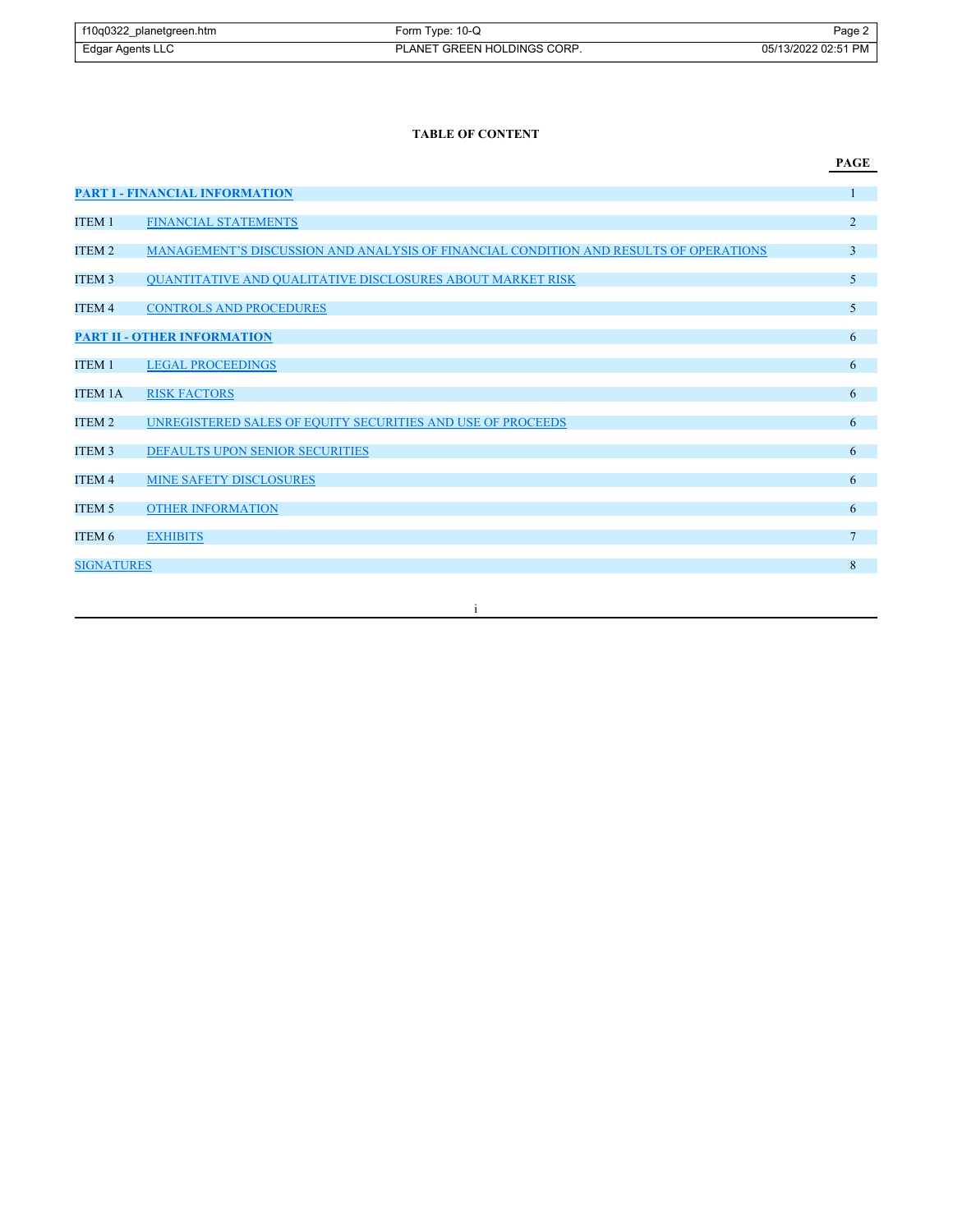**TABLE OF CONTENT**

| | | PAGE |
|---|---|---|
| **PART I - FINANCIAL INFORMATION** | | 1 |
| ITEM 1 | FINANCIAL STATEMENTS | 2 |
| ITEM 2 | MANAGEMENT'S DISCUSSION AND ANALYSIS OF FINANCIAL CONDITION AND RESULTS OF OPERATIONS | 3 |
| ITEM 3 | QUANTITATIVE AND QUALITATIVE DISCLOSURES ABOUT MARKET RISK | 5 |
| ITEM 4 | CONTROLS AND PROCEDURES | 5 |
| **PART II - OTHER INFORMATION** | | 6 |
| ITEM 1 | LEGAL PROCEEDINGS | 6 |
| ITEM 1A | RISK FACTORS | 6 |
| ITEM 2 | UNREGISTERED SALES OF EQUITY SECURITIES AND USE OF PROCEEDS | 6 |
| ITEM 3 | DEFAULTS UPON SENIOR SECURITIES | 6 |
| ITEM 4 | MINE SAFETY DISCLOSURES | 6 |
| ITEM 5 | OTHER INFORMATION | 6 |
| ITEM 6 | EXHIBITS | 7 |
| SIGNATURES | | 8 |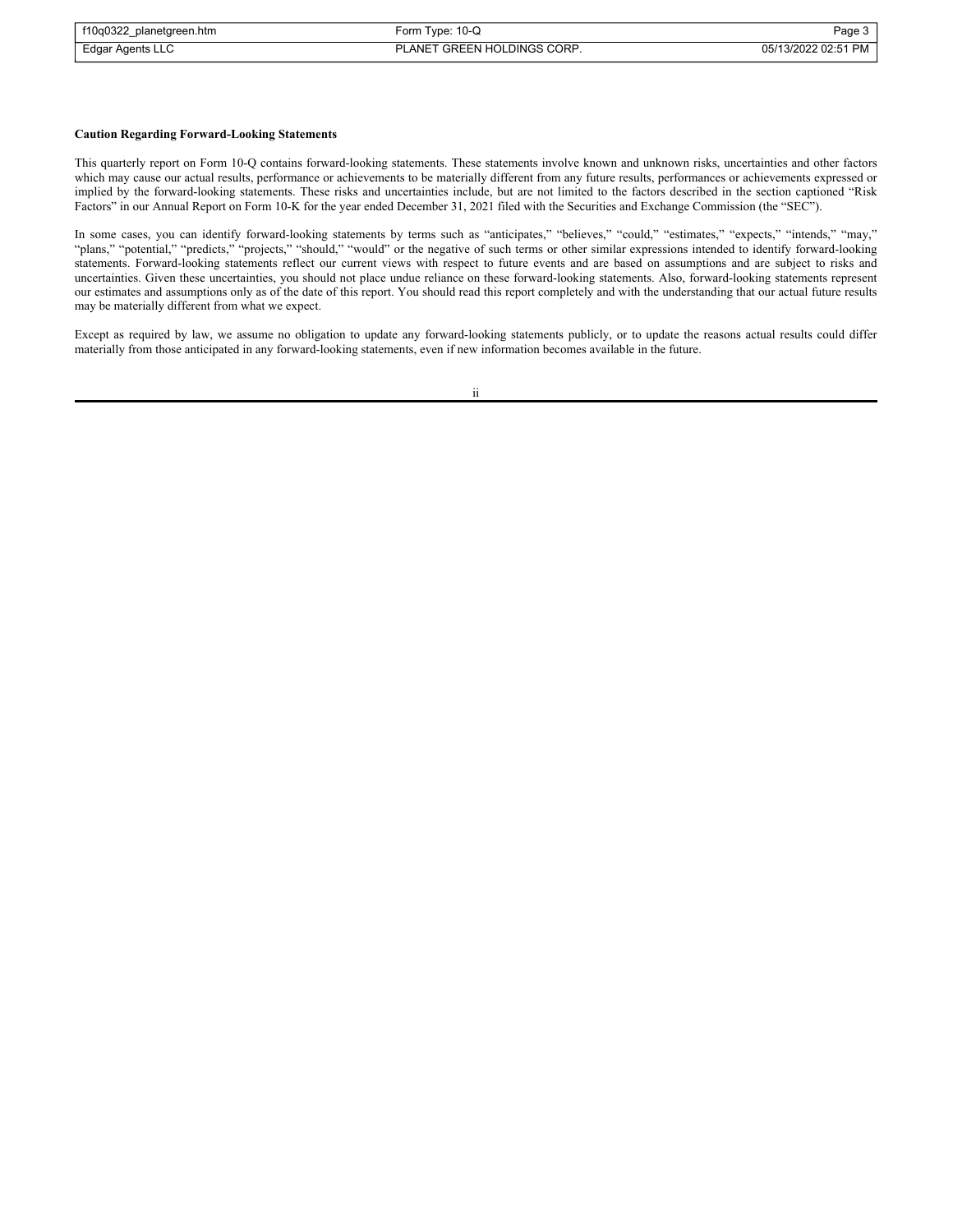**Caution Regarding Forward-Looking Statements**

This quarterly report on Form 10-Q contains forward-looking statements. These statements involve known and unknown risks, uncertainties and other factors which may cause our actual results, performance or achievements to be materially different from any future results, performances or achievements expressed or implied by the forward-looking statements. These risks and uncertainties include, but are not limited to the factors described in the section captioned "Risk Factors" in our Annual Report on Form 10-K for the year ended December 31, 2021 filed with the Securities and Exchange Commission (the "SEC").

In some cases, you can identify forward-looking statements by terms such as "anticipates," "believes," "could," "estimates," "expects," "intends," "may," "plans," "potential," "predicts," "projects," "should," "would" or the negative of such terms or other similar expressions intended to identify forward-looking statements. Forward-looking statements reflect our current views with respect to future events and are based on assumptions and are subject to risks and uncertainties. Given these uncertainties, you should not place undue reliance on these forward-looking statements. Also, forward-looking statements represent our estimates and assumptions only as of the date of this report. You should read this report completely and with the understanding that our actual future results may be materially different from what we expect.

Except as required by law, we assume no obligation to update any forward-looking statements publicly, or to update the reasons actual results could differ materially from those anticipated in any forward-looking statements, even if new information becomes available in the future.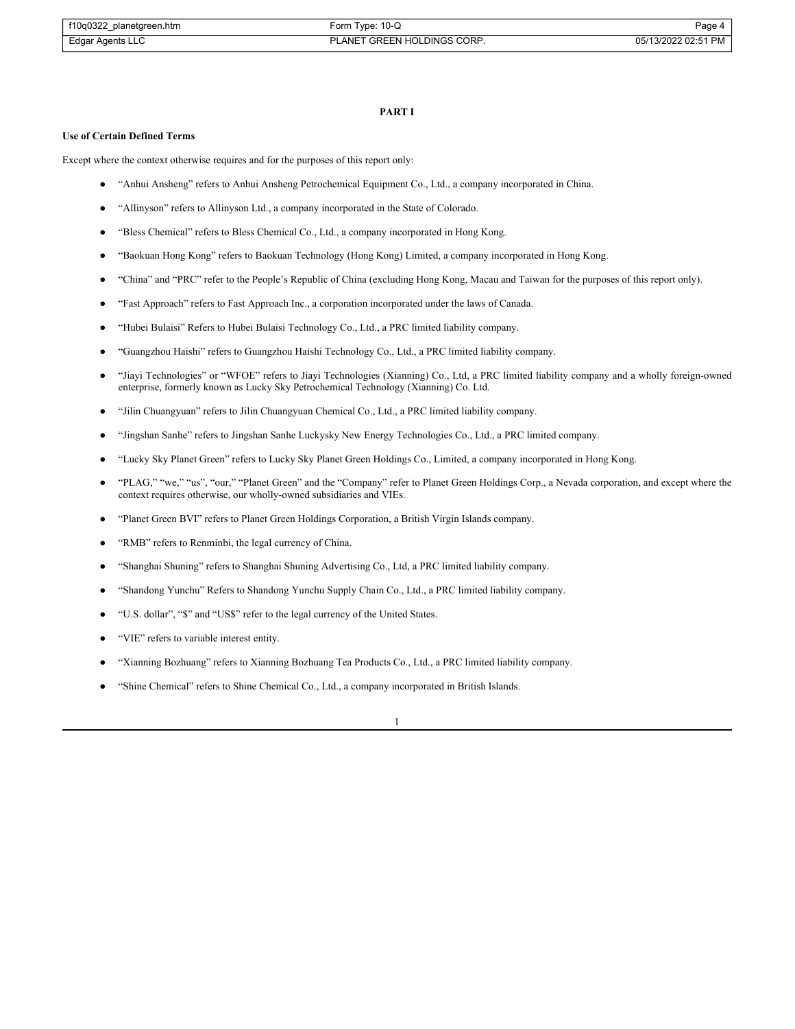## PART I

**Use of Certain Defined Terms**

Except where the context otherwise requires and for the purposes of this report only:

- "Anhui Ansheng" refers to Anhui Ansheng Petrochemical Equipment Co., Ltd., a company incorporated in China.
- "Allinyson" refers to Allinyson Ltd., a company incorporated in the State of Colorado.
- "Bless Chemical" refers to Bless Chemical Co., Ltd., a company incorporated in Hong Kong.
- "Baokuan Hong Kong" refers to Baokuan Technology (Hong Kong) Limited, a company incorporated in Hong Kong.
- "China" and "PRC" refer to the People's Republic of China (excluding Hong Kong, Macau and Taiwan for the purposes of this report only).
- "Fast Approach" refers to Fast Approach Inc., a corporation incorporated under the laws of Canada.
- "Hubei Bulaisi" Refers to Hubei Bulaisi Technology Co., Ltd., a PRC limited liability company.
- "Guangzhou Haishi" refers to Guangzhou Haishi Technology Co., Ltd., a PRC limited liability company.
- "Jiayi Technologies" or "WFOE" refers to Jiayi Technologies (Xianning) Co., Ltd, a PRC limited liability company and a wholly foreign-owned enterprise, formerly known as Lucky Sky Petrochemical Technology (Xianning) Co. Ltd.
- "Jilin Chuangyuan" refers to Jilin Chuangyuan Chemical Co., Ltd., a PRC limited liability company.
- "Jingshan Sanhe" refers to Jingshan Sanhe Luckysky New Energy Technologies Co., Ltd., a PRC limited company.
- "Lucky Sky Planet Green" refers to Lucky Sky Planet Green Holdings Co., Limited, a company incorporated in Hong Kong.
- "PLAG," "we," "us", "our," "Planet Green" and the "Company" refer to Planet Green Holdings Corp., a Nevada corporation, and except where the context requires otherwise, our wholly-owned subsidiaries and VIEs.
- "Planet Green BVI" refers to Planet Green Holdings Corporation, a British Virgin Islands company.
- "RMB" refers to Renminbi, the legal currency of China.
- "Shanghai Shuning" refers to Shanghai Shuning Advertising Co., Ltd, a PRC limited liability company.
- "Shandong Yunchu" Refers to Shandong Yunchu Supply Chain Co., Ltd., a PRC limited liability company.
- "U.S. dollar", "$" and "US$" refer to the legal currency of the United States.
- "VIE" refers to variable interest entity.
- "Xianning Bozhuang" refers to Xianning Bozhuang Tea Products Co., Ltd., a PRC limited liability company.
- "Shine Chemical" refers to Shine Chemical Co., Ltd., a company incorporated in British Islands.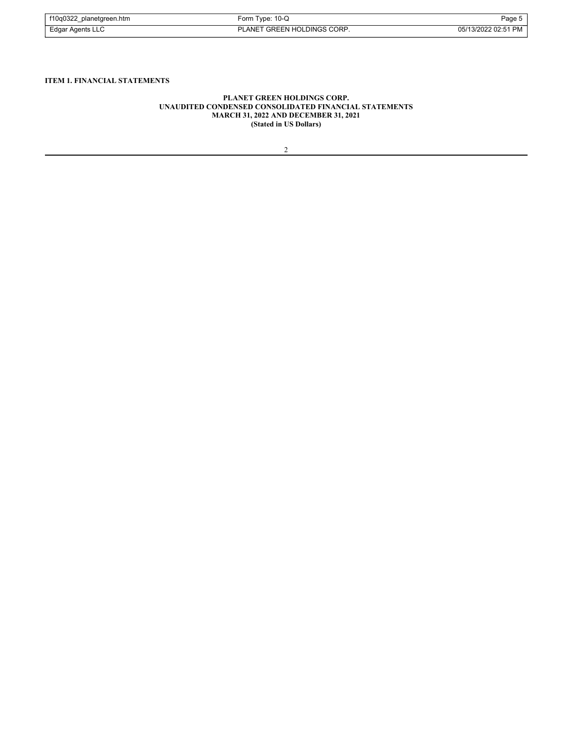**ITEM 1. FINANCIAL STATEMENTS**

**PLANET GREEN HOLDINGS CORP.**
**UNAUDITED CONDENSED CONSOLIDATED FINANCIAL STATEMENTS**
**MARCH 31, 2022 AND DECEMBER 31, 2021**
**(Stated in US Dollars)**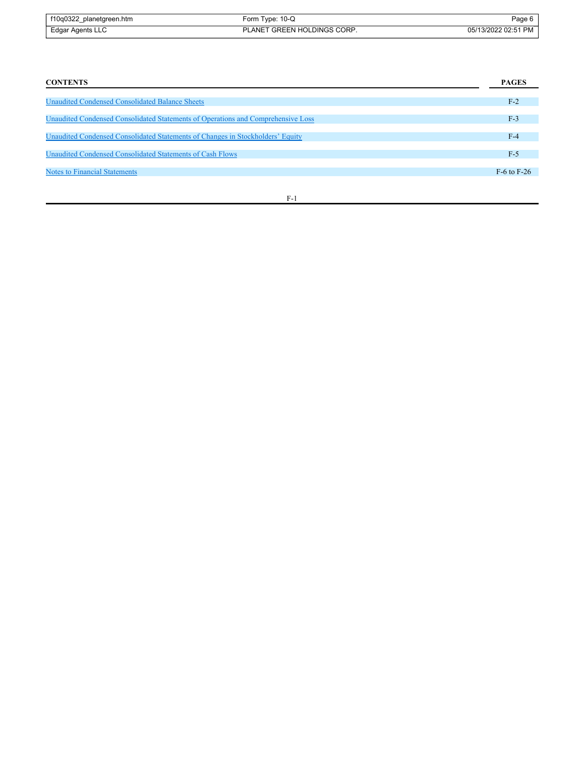| CONTENTS | PAGES |
| --- | --- |
| Unaudited Condensed Consolidated Balance Sheets | F-2 |
| Unaudited Condensed Consolidated Statements of Operations and Comprehensive Loss | F-3 |
| Unaudited Condensed Consolidated Statements of Changes in Stockholders' Equity | F-4 |
| Unaudited Condensed Consolidated Statements of Cash Flows | F-5 |
| Notes to Financial Statements | F-6 to F-26 |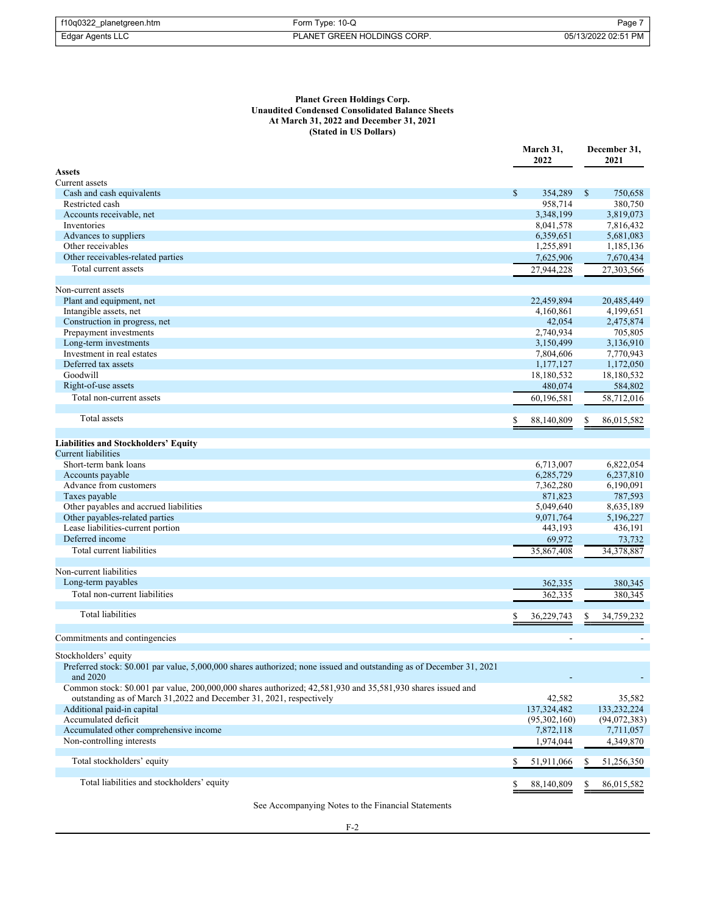**Planet Green Holdings Corp.**
**Unaudited Condensed Consolidated Balance Sheets**
**At March 31, 2022 and December 31, 2021**
**(Stated in US Dollars)**

| | March 31, 2022 | December 31, 2021 |
|---|---|---|
| **Assets** | | |
| Current assets | | |
| Cash and cash equivalents | $ 354,289 | $ 750,658 |
| Restricted cash | 958,714 | 380,750 |
| Accounts receivable, net | 3,348,199 | 3,819,073 |
| Inventories | 8,041,578 | 7,816,432 |
| Advances to suppliers | 6,359,651 | 5,681,083 |
| Other receivables | 1,255,891 | 1,185,136 |
| Other receivables-related parties | 7,625,906 | 7,670,434 |
| Total current assets | 27,944,228 | 27,303,566 |
| | | |
| Non-current assets | | |
| Plant and equipment, net | 22,459,894 | 20,485,449 |
| Intangible assets, net | 4,160,861 | 4,199,651 |
| Construction in progress, net | 42,054 | 2,475,874 |
| Prepayment investments | 2,740,934 | 705,805 |
| Long-term investments | 3,150,499 | 3,136,910 |
| Investment in real estates | 7,804,606 | 7,770,943 |
| Deferred tax assets | 1,177,127 | 1,172,050 |
| Goodwill | 18,180,532 | 18,180,532 |
| Right-of-use assets | 480,074 | 584,802 |
| Total non-current assets | 60,196,581 | 58,712,016 |
| | | |
| Total assets | $ 88,140,809 | $ 86,015,582 |
| | | |
| **Liabilities and Stockholders' Equity** | | |
| Current liabilities | | |
| Short-term bank loans | 6,713,007 | 6,822,054 |
| Accounts payable | 6,285,729 | 6,237,810 |
| Advance from customers | 7,362,280 | 6,190,091 |
| Taxes payable | 871,823 | 787,593 |
| Other payables and accrued liabilities | 5,049,640 | 8,635,189 |
| Other payables-related parties | 9,071,764 | 5,196,227 |
| Lease liabilities-current portion | 443,193 | 436,191 |
| Deferred income | 69,972 | 73,732 |
| Total current liabilities | 35,867,408 | 34,378,887 |
| | | |
| Non-current liabilities | | |
| Long-term payables | 362,335 | 380,345 |
| Total non-current liabilities | 362,335 | 380,345 |
| | | |
| Total liabilities | $ 36,229,743 | $ 34,759,232 |
| | | |
| Commitments and contingencies | - | - |
| | | |
| Stockholders' equity | | |
| Preferred stock: $0.001 par value, 5,000,000 shares authorized; none issued and outstanding as of December 31, 2021 and 2020 | - | - |
| Common stock: $0.001 par value, 200,000,000 shares authorized; 42,581,930 and 35,581,930 shares issued and outstanding as of March 31,2022 and December 31, 2021, respectively | 42,582 | 35,582 |
| Additional paid-in capital | 137,324,482 | 133,232,224 |
| Accumulated deficit | (95,302,160) | (94,072,383) |
| Accumulated other comprehensive income | 7,872,118 | 7,711,057 |
| Non-controlling interests | 1,974,044 | 4,349,870 |
| | | |
| Total stockholders' equity | $ 51,911,066 | $ 51,256,350 |
| | | |
| Total liabilities and stockholders' equity | $ 88,140,809 | $ 86,015,582 |

See Accompanying Notes to the Financial Statements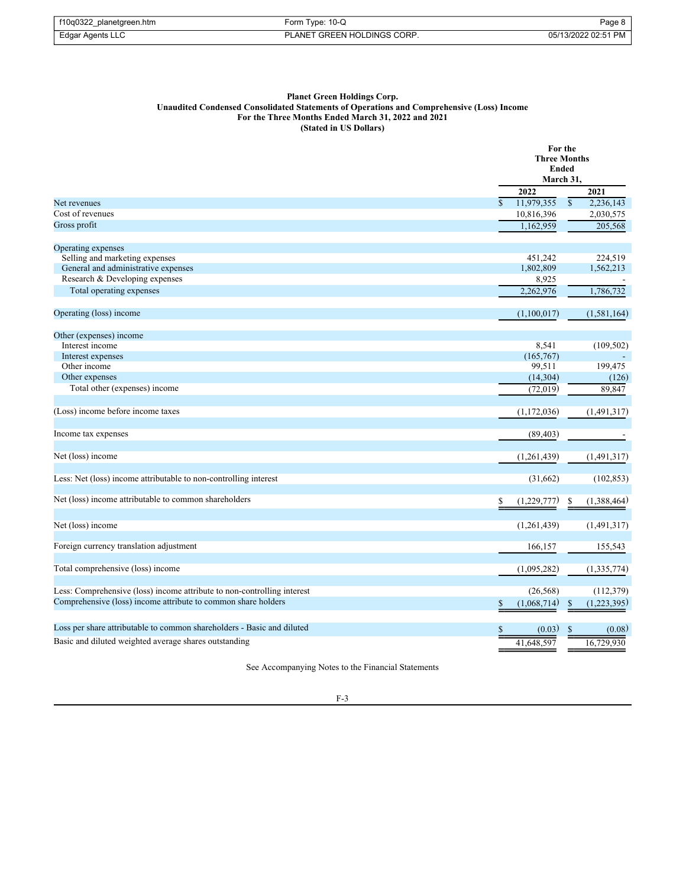**Planet Green Holdings Corp.**
**Unaudited Condensed Consolidated Statements of Operations and Comprehensive (Loss) Income**
**For the Three Months Ended March 31, 2022 and 2021**
**(Stated in US Dollars)**

| | For the Three Months Ended March 31, | |
|---|---|---|
| | 2022 | 2021 |
| Net revenues | $ 11,979,355 | $ 2,236,143 |
| Cost of revenues | 10,816,396 | 2,030,575 |
| Gross profit | 1,162,959 | 205,568 |
| | | |
| Operating expenses | | |
| Selling and marketing expenses | 451,242 | 224,519 |
| General and administrative expenses | 1,802,809 | 1,562,213 |
| Research & Developing expenses | 8,925 | - |
| Total operating expenses | 2,262,976 | 1,786,732 |
| | | |
| Operating (loss) income | (1,100,017) | (1,581,164) |
| | | |
| Other (expenses) income | | |
| Interest income | 8,541 | (109,502) |
| Interest expenses | (165,767) | - |
| Other income | 99,511 | 199,475 |
| Other expenses | (14,304) | (126) |
| Total other (expenses) income | (72,019) | 89,847 |
| | | |
| (Loss) income before income taxes | (1,172,036) | (1,491,317) |
| | | |
| Income tax expenses | (89,403) | - |
| | | |
| Net (loss) income | (1,261,439) | (1,491,317) |
| | | |
| Less: Net (loss) income attributable to non-controlling interest | (31,662) | (102,853) |
| | | |
| Net (loss) income attributable to common shareholders | $ (1,229,777) | $ (1,388,464) |
| | | |
| Net (loss) income | (1,261,439) | (1,491,317) |
| | | |
| Foreign currency translation adjustment | 166,157 | 155,543 |
| | | |
| Total comprehensive (loss) income | (1,095,282) | (1,335,774) |
| | | |
| Less: Comprehensive (loss) income attribute to non-controlling interest | (26,568) | (112,379) |
| Comprehensive (loss) income attribute to common share holders | $ (1,068,714) | $ (1,223,395) |
| | | |
| Loss per share attributable to common shareholders - Basic and diluted | $ (0.03) | $ (0.08) |
| Basic and diluted weighted average shares outstanding | 41,648,597 | 16,729,930 |

See Accompanying Notes to the Financial Statements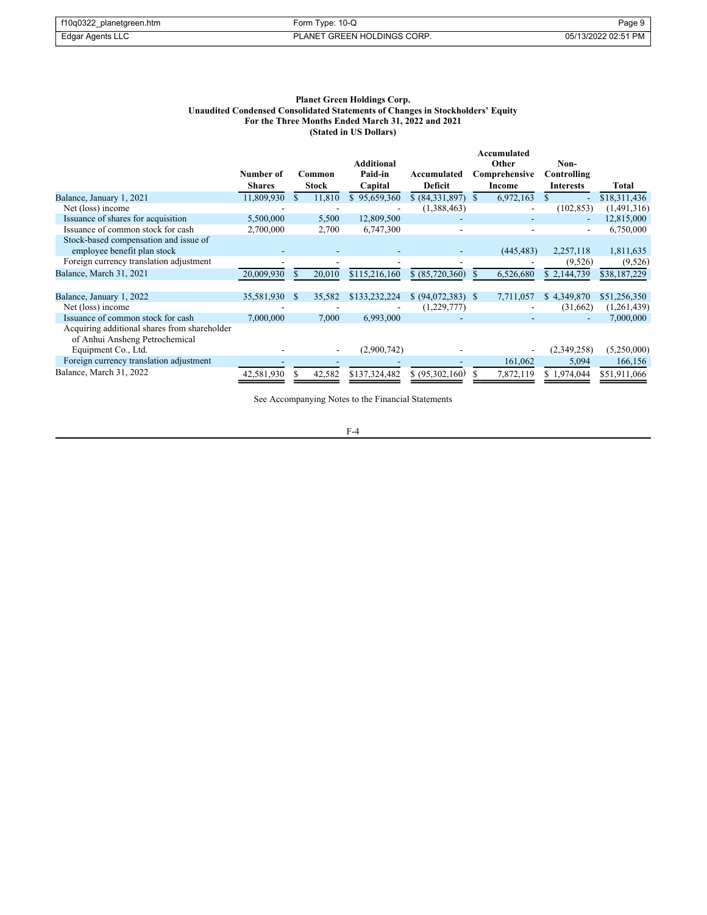**Planet Green Holdings Corp.**
**Unaudited Condensed Consolidated Statements of Changes in Stockholders' Equity**
**For the Three Months Ended March 31, 2022 and 2021**
**(Stated in US Dollars)**

| | Number of Shares | Common Stock | Additional Paid-in Capital | Accumulated Deficit | Accumulated Other Comprehensive Income | Non-Controlling Interests | Total |
|---|---|---|---|---|---|---|---|
| Balance, January 1, 2021 | 11,809,930 | $ 11,810 | $ 95,659,360 | $ (84,331,897) | $ 6,972,163 | $ - | $18,311,436 |
| Net (loss) income | - | - | - | (1,388,463) | - | (102,853) | (1,491,316) |
| Issuance of shares for acquisition | 5,500,000 | 5,500 | 12,809,500 | - | - | - | 12,815,000 |
| Issuance of common stock for cash | 2,700,000 | 2,700 | 6,747,300 | - | - | - | 6,750,000 |
| Stock-based compensation and issue of employee benefit plan stock | - | - | - | - | (445,483) | 2,257,118 | 1,811,635 |
| Foreign currency translation adjustment | - | - | - | - | - | (9,526) | (9,526) |
| Balance, March 31, 2021 | 20,009,930 | $ 20,010 | $115,216,160 | $ (85,720,360) | $ 6,526,680 | $ 2,144,739 | $38,187,229 |
| | | | | | | | |
| Balance, January 1, 2022 | 35,581,930 | $ 35,582 | $133,232,224 | $ (94,072,383) | $ 7,711,057 | $ 4,349,870 | $51,256,350 |
| Net (loss) income | - | - | - | (1,229,777) | - | (31,662) | (1,261,439) |
| Issuance of common stock for cash | 7,000,000 | 7,000 | 6,993,000 | - | - | - | 7,000,000 |
| Acquiring additional shares from shareholder of Anhui Ansheng Petrochemical Equipment Co., Ltd. | - | - | (2,900,742) | - | - | (2,349,258) | (5,250,000) |
| Foreign currency translation adjustment | - | - | - | - | 161,062 | 5,094 | 166,156 |
| Balance, March 31, 2022 | 42,581,930 | $ 42,582 | $137,324,482 | $ (95,302,160) | $ 7,872,119 | $ 1,974,044 | $51,911,066 |

See Accompanying Notes to the Financial Statements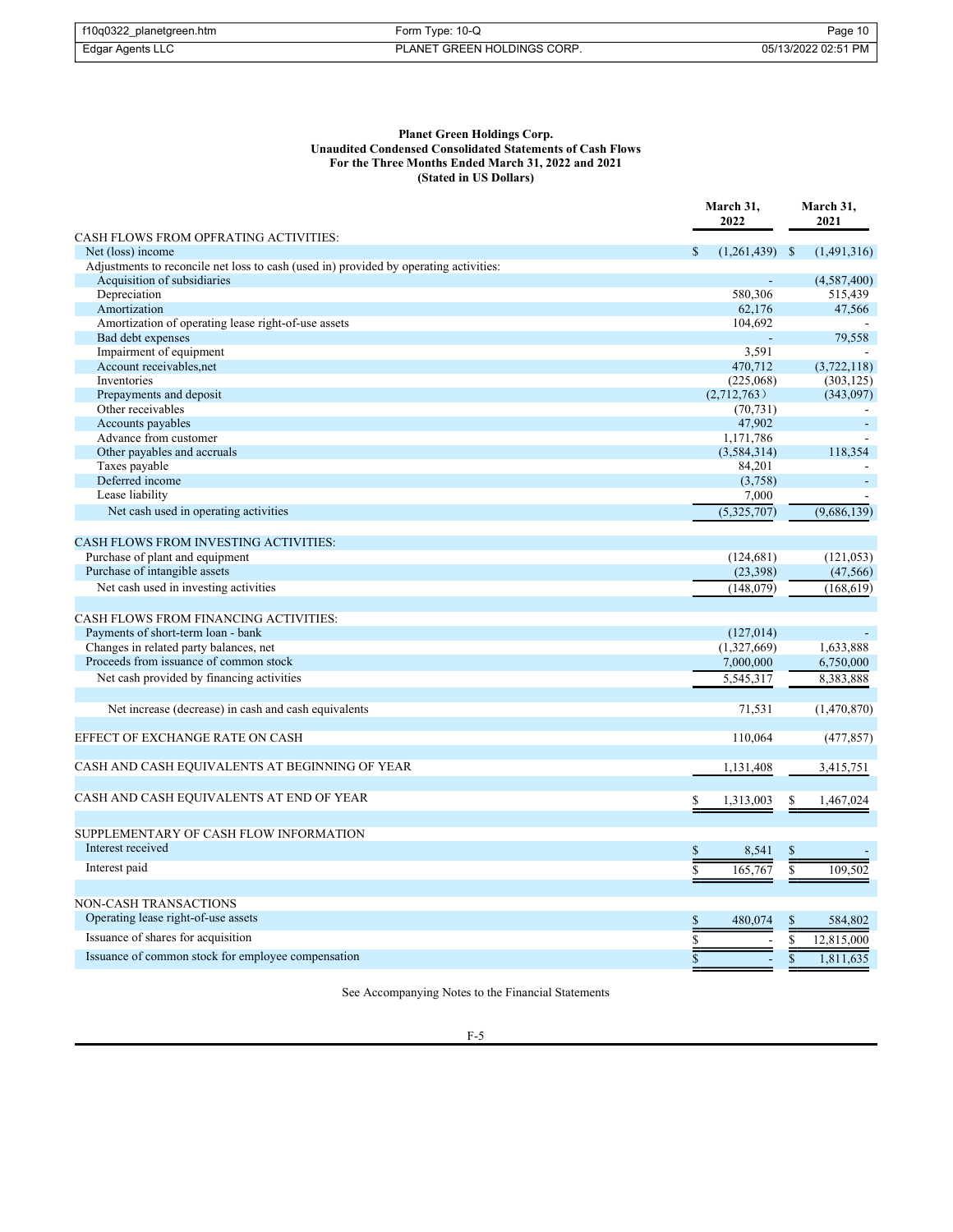**Planet Green Holdings Corp.**
**Unaudited Condensed Consolidated Statements of Cash Flows**
**For the Three Months Ended March 31, 2022 and 2021**
**(Stated in US Dollars)**

| | March 31, 2022 | March 31, 2021 |
|---|---|---|
| CASH FLOWS FROM OPFRATING ACTIVITIES: | | |
| Net (loss) income | $ (1,261,439) | $ (1,491,316) |
| Adjustments to reconcile net loss to cash (used in) provided by operating activities: | | |
| Acquisition of subsidiaries | - | (4,587,400) |
| Depreciation | 580,306 | 515,439 |
| Amortization | 62,176 | 47,566 |
| Amortization of operating lease right-of-use assets | 104,692 | - |
| Bad debt expenses | - | 79,558 |
| Impairment of equipment | 3,591 | - |
| Account receivables,net | 470,712 | (3,722,118) |
| Inventories | (225,068) | (303,125) |
| Prepayments and deposit | (2,712,763) | (343,097) |
| Other receivables | (70,731) | - |
| Accounts payables | 47,902 | - |
| Advance from customer | 1,171,786 | - |
| Other payables and accruals | (3,584,314) | 118,354 |
| Taxes payable | 84,201 | - |
| Deferred income | (3,758) | - |
| Lease liability | 7,000 | - |
| Net cash used in operating activities | (5,325,707) | (9,686,139) |
| | | |
| CASH FLOWS FROM INVESTING ACTIVITIES: | | |
| Purchase of plant and equipment | (124,681) | (121,053) |
| Purchase of intangible assets | (23,398) | (47,566) |
| Net cash used in investing activities | (148,079) | (168,619) |
| | | |
| CASH FLOWS FROM FINANCING ACTIVITIES: | | |
| Payments of short-term loan - bank | (127,014) | - |
| Changes in related party balances, net | (1,327,669) | 1,633,888 |
| Proceeds from issuance of common stock | 7,000,000 | 6,750,000 |
| Net cash provided by financing activities | 5,545,317 | 8,383,888 |
| | | |
| Net increase (decrease) in cash and cash equivalents | 71,531 | (1,470,870) |
| | | |
| EFFECT OF EXCHANGE RATE ON CASH | 110,064 | (477,857) |
| | | |
| CASH AND CASH EQUIVALENTS AT BEGINNING OF YEAR | 1,131,408 | 3,415,751 |
| | | |
| CASH AND CASH EQUIVALENTS AT END OF YEAR | $ 1,313,003 | $ 1,467,024 |
| | | |
| SUPPLEMENTARY OF CASH FLOW INFORMATION | | |
| Interest received | $ 8,541 | $ - |
| Interest paid | $ 165,767 | $ 109,502 |
| | | |
| NON-CASH TRANSACTIONS | | |
| Operating lease right-of-use assets | $ 480,074 | $ 584,802 |
| Issuance of shares for acquisition | $ - | $ 12,815,000 |
| Issuance of common stock for employee compensation | $ - | $ 1,811,635 |

See Accompanying Notes to the Financial Statements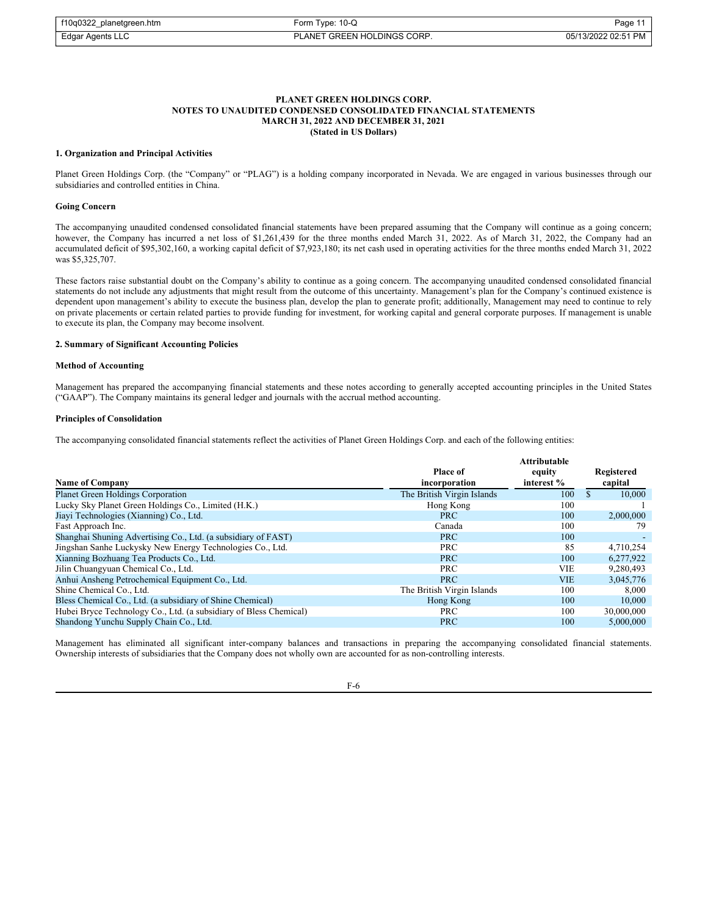**PLANET GREEN HOLDINGS CORP.**
**NOTES TO UNAUDITED CONDENSED CONSOLIDATED FINANCIAL STATEMENTS**
**MARCH 31, 2022 AND DECEMBER 31, 2021**
**(Stated in US Dollars)**

**1. Organization and Principal Activities**

Planet Green Holdings Corp. (the "Company" or "PLAG") is a holding company incorporated in Nevada. We are engaged in various businesses through our subsidiaries and controlled entities in China.

**Going Concern**

The accompanying unaudited condensed consolidated financial statements have been prepared assuming that the Company will continue as a going concern; however, the Company has incurred a net loss of $1,261,439 for the three months ended March 31, 2022. As of March 31, 2022, the Company had an accumulated deficit of $95,302,160, a working capital deficit of $7,923,180; its net cash used in operating activities for the three months ended March 31, 2022 was $5,325,707.

These factors raise substantial doubt on the Company's ability to continue as a going concern. The accompanying unaudited condensed consolidated financial statements do not include any adjustments that might result from the outcome of this uncertainty. Management's plan for the Company's continued existence is dependent upon management's ability to execute the business plan, develop the plan to generate profit; additionally, Management may need to continue to rely on private placements or certain related parties to provide funding for investment, for working capital and general corporate purposes. If management is unable to execute its plan, the Company may become insolvent.

**2. Summary of Significant Accounting Policies**

**Method of Accounting**

Management has prepared the accompanying financial statements and these notes according to generally accepted accounting principles in the United States ("GAAP"). The Company maintains its general ledger and journals with the accrual method accounting.

**Principles of Consolidation**

The accompanying consolidated financial statements reflect the activities of Planet Green Holdings Corp. and each of the following entities:

| Name of Company | Place of incorporation | Attributable equity interest % | Registered capital |
|---|---|---|---|
| Planet Green Holdings Corporation | The British Virgin Islands | 100 | $ 10,000 |
| Lucky Sky Planet Green Holdings Co., Limited (H.K.) | Hong Kong | 100 | 1 |
| Jiayi Technologies (Xianning) Co., Ltd. | PRC | 100 | 2,000,000 |
| Fast Approach Inc. | Canada | 100 | 79 |
| Shanghai Shuning Advertising Co., Ltd. (a subsidiary of FAST) | PRC | 100 | - |
| Jingshan Sanhe Luckysky New Energy Technologies Co., Ltd. | PRC | 85 | 4,710,254 |
| Xianning Bozhuang Tea Products Co., Ltd. | PRC | 100 | 6,277,922 |
| Jilin Chuangyuan Chemical Co., Ltd. | PRC | VIE | 9,280,493 |
| Anhui Ansheng Petrochemical Equipment Co., Ltd. | PRC | VIE | 3,045,776 |
| Shine Chemical Co., Ltd. | The British Virgin Islands | 100 | 8,000 |
| Bless Chemical Co., Ltd. (a subsidiary of Shine Chemical) | Hong Kong | 100 | 10,000 |
| Hubei Bryce Technology Co., Ltd. (a subsidiary of Bless Chemical) | PRC | 100 | 30,000,000 |
| Shandong Yunchu Supply Chain Co., Ltd. | PRC | 100 | 5,000,000 |

Management has eliminated all significant inter-company balances and transactions in preparing the accompanying consolidated financial statements. Ownership interests of subsidiaries that the Company does not wholly own are accounted for as non-controlling interests.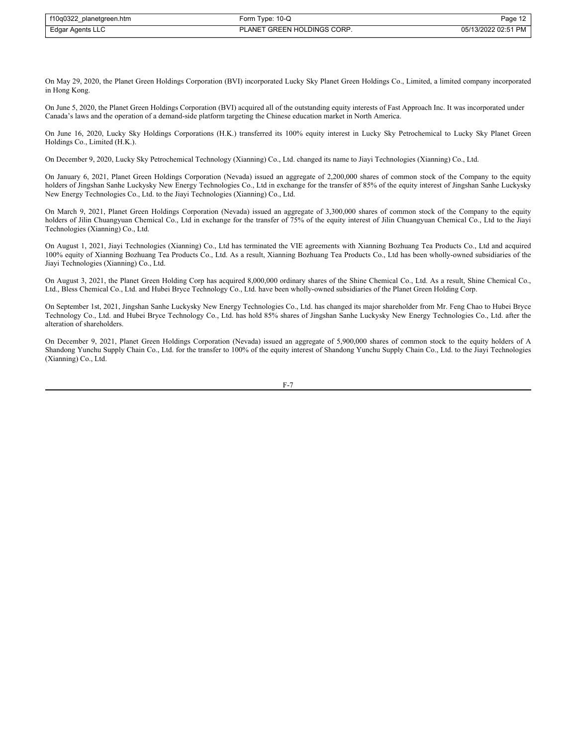On May 29, 2020, the Planet Green Holdings Corporation (BVI) incorporated Lucky Sky Planet Green Holdings Co., Limited, a limited company incorporated in Hong Kong.

On June 5, 2020, the Planet Green Holdings Corporation (BVI) acquired all of the outstanding equity interests of Fast Approach Inc. It was incorporated under Canada's laws and the operation of a demand-side platform targeting the Chinese education market in North America.

On June 16, 2020, Lucky Sky Holdings Corporations (H.K.) transferred its 100% equity interest in Lucky Sky Petrochemical to Lucky Sky Planet Green Holdings Co., Limited (H.K.).

On December 9, 2020, Lucky Sky Petrochemical Technology (Xianning) Co., Ltd. changed its name to Jiayi Technologies (Xianning) Co., Ltd.

On January 6, 2021, Planet Green Holdings Corporation (Nevada) issued an aggregate of 2,200,000 shares of common stock of the Company to the equity holders of Jingshan Sanhe Luckysky New Energy Technologies Co., Ltd in exchange for the transfer of 85% of the equity interest of Jingshan Sanhe Luckysky New Energy Technologies Co., Ltd. to the Jiayi Technologies (Xianning) Co., Ltd.

On March 9, 2021, Planet Green Holdings Corporation (Nevada) issued an aggregate of 3,300,000 shares of common stock of the Company to the equity holders of Jilin Chuangyuan Chemical Co., Ltd in exchange for the transfer of 75% of the equity interest of Jilin Chuangyuan Chemical Co., Ltd to the Jiayi Technologies (Xianning) Co., Ltd.

On August 1, 2021, Jiayi Technologies (Xianning) Co., Ltd has terminated the VIE agreements with Xianning Bozhuang Tea Products Co., Ltd and acquired 100% equity of Xianning Bozhuang Tea Products Co., Ltd. As a result, Xianning Bozhuang Tea Products Co., Ltd has been wholly-owned subsidiaries of the Jiayi Technologies (Xianning) Co., Ltd.

On August 3, 2021, the Planet Green Holding Corp has acquired 8,000,000 ordinary shares of the Shine Chemical Co., Ltd. As a result, Shine Chemical Co., Ltd., Bless Chemical Co., Ltd. and Hubei Bryce Technology Co., Ltd. have been wholly-owned subsidiaries of the Planet Green Holding Corp.

On September 1st, 2021, Jingshan Sanhe Luckysky New Energy Technologies Co., Ltd. has changed its major shareholder from Mr. Feng Chao to Hubei Bryce Technology Co., Ltd. and Hubei Bryce Technology Co., Ltd. has hold 85% shares of Jingshan Sanhe Luckysky New Energy Technologies Co., Ltd. after the alteration of shareholders.

On December 9, 2021, Planet Green Holdings Corporation (Nevada) issued an aggregate of 5,900,000 shares of common stock to the equity holders of A Shandong Yunchu Supply Chain Co., Ltd. for the transfer to 100% of the equity interest of Shandong Yunchu Supply Chain Co., Ltd. to the Jiayi Technologies (Xianning) Co., Ltd.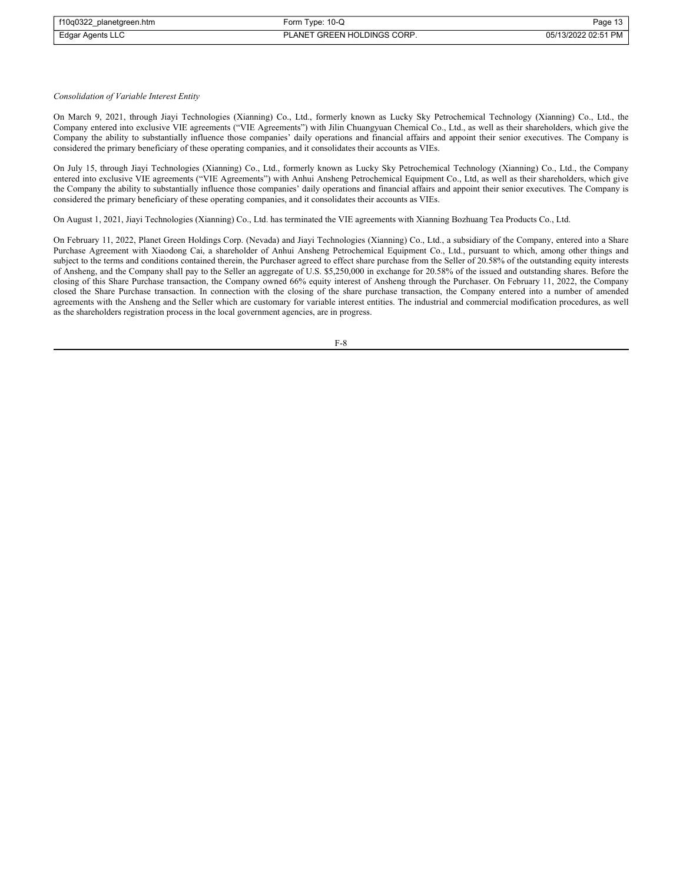*Consolidation of Variable Interest Entity*

On March 9, 2021, through Jiayi Technologies (Xianning) Co., Ltd., formerly known as Lucky Sky Petrochemical Technology (Xianning) Co., Ltd., the Company entered into exclusive VIE agreements ("VIE Agreements") with Jilin Chuangyuan Chemical Co., Ltd., as well as their shareholders, which give the Company the ability to substantially influence those companies' daily operations and financial affairs and appoint their senior executives. The Company is considered the primary beneficiary of these operating companies, and it consolidates their accounts as VIEs.

On July 15, through Jiayi Technologies (Xianning) Co., Ltd., formerly known as Lucky Sky Petrochemical Technology (Xianning) Co., Ltd., the Company entered into exclusive VIE agreements ("VIE Agreements") with Anhui Ansheng Petrochemical Equipment Co., Ltd, as well as their shareholders, which give the Company the ability to substantially influence those companies' daily operations and financial affairs and appoint their senior executives. The Company is considered the primary beneficiary of these operating companies, and it consolidates their accounts as VIEs.

On August 1, 2021, Jiayi Technologies (Xianning) Co., Ltd. has terminated the VIE agreements with Xianning Bozhuang Tea Products Co., Ltd.

On February 11, 2022, Planet Green Holdings Corp. (Nevada) and Jiayi Technologies (Xianning) Co., Ltd., a subsidiary of the Company, entered into a Share Purchase Agreement with Xiaodong Cai, a shareholder of Anhui Ansheng Petrochemical Equipment Co., Ltd., pursuant to which, among other things and subject to the terms and conditions contained therein, the Purchaser agreed to effect share purchase from the Seller of 20.58% of the outstanding equity interests of Ansheng, and the Company shall pay to the Seller an aggregate of U.S. $5,250,000 in exchange for 20.58% of the issued and outstanding shares. Before the closing of this Share Purchase transaction, the Company owned 66% equity interest of Ansheng through the Purchaser. On February 11, 2022, the Company closed the Share Purchase transaction. In connection with the closing of the share purchase transaction, the Company entered into a number of amended agreements with the Ansheng and the Seller which are customary for variable interest entities. The industrial and commercial modification procedures, as well as the shareholders registration process in the local government agencies, are in progress.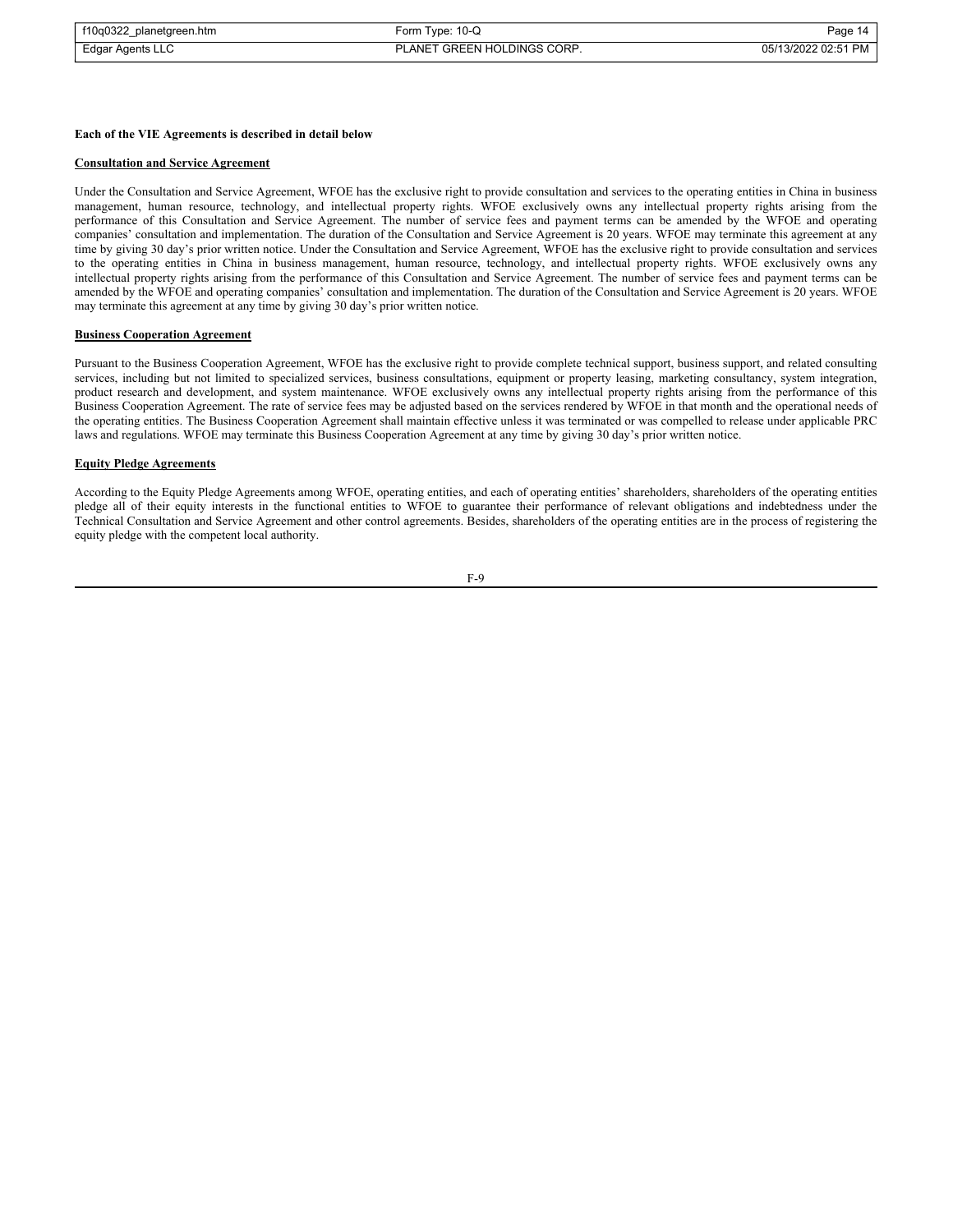**Each of the VIE Agreements is described in detail below**

**Consultation and Service Agreement**

Under the Consultation and Service Agreement, WFOE has the exclusive right to provide consultation and services to the operating entities in China in business management, human resource, technology, and intellectual property rights. WFOE exclusively owns any intellectual property rights arising from the performance of this Consultation and Service Agreement. The number of service fees and payment terms can be amended by the WFOE and operating companies' consultation and implementation. The duration of the Consultation and Service Agreement is 20 years. WFOE may terminate this agreement at any time by giving 30 day's prior written notice. Under the Consultation and Service Agreement, WFOE has the exclusive right to provide consultation and services to the operating entities in China in business management, human resource, technology, and intellectual property rights. WFOE exclusively owns any intellectual property rights arising from the performance of this Consultation and Service Agreement. The number of service fees and payment terms can be amended by the WFOE and operating companies' consultation and implementation. The duration of the Consultation and Service Agreement is 20 years. WFOE may terminate this agreement at any time by giving 30 day's prior written notice.

**Business Cooperation Agreement**

Pursuant to the Business Cooperation Agreement, WFOE has the exclusive right to provide complete technical support, business support, and related consulting services, including but not limited to specialized services, business consultations, equipment or property leasing, marketing consultancy, system integration, product research and development, and system maintenance. WFOE exclusively owns any intellectual property rights arising from the performance of this Business Cooperation Agreement. The rate of service fees may be adjusted based on the services rendered by WFOE in that month and the operational needs of the operating entities. The Business Cooperation Agreement shall maintain effective unless it was terminated or was compelled to release under applicable PRC laws and regulations. WFOE may terminate this Business Cooperation Agreement at any time by giving 30 day's prior written notice.

**Equity Pledge Agreements**

According to the Equity Pledge Agreements among WFOE, operating entities, and each of operating entities' shareholders, shareholders of the operating entities pledge all of their equity interests in the functional entities to WFOE to guarantee their performance of relevant obligations and indebtedness under the Technical Consultation and Service Agreement and other control agreements. Besides, shareholders of the operating entities are in the process of registering the equity pledge with the competent local authority.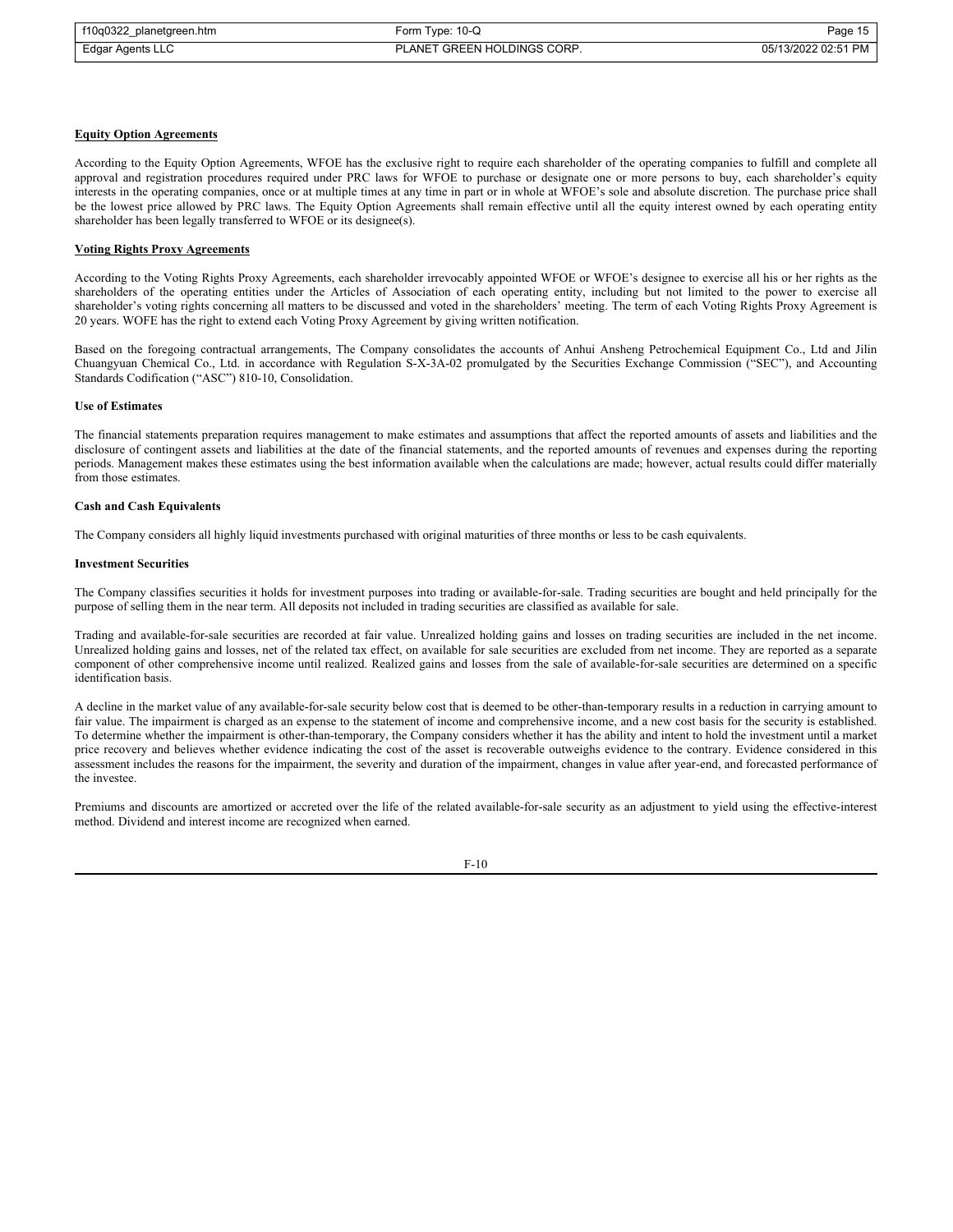**Equity Option Agreements**

According to the Equity Option Agreements, WFOE has the exclusive right to require each shareholder of the operating companies to fulfill and complete all approval and registration procedures required under PRC laws for WFOE to purchase or designate one or more persons to buy, each shareholder's equity interests in the operating companies, once or at multiple times at any time in part or in whole at WFOE's sole and absolute discretion. The purchase price shall be the lowest price allowed by PRC laws. The Equity Option Agreements shall remain effective until all the equity interest owned by each operating entity shareholder has been legally transferred to WFOE or its designee(s).

**Voting Rights Proxy Agreements**

According to the Voting Rights Proxy Agreements, each shareholder irrevocably appointed WFOE or WFOE's designee to exercise all his or her rights as the shareholders of the operating entities under the Articles of Association of each operating entity, including but not limited to the power to exercise all shareholder's voting rights concerning all matters to be discussed and voted in the shareholders' meeting. The term of each Voting Rights Proxy Agreement is 20 years. WOFE has the right to extend each Voting Proxy Agreement by giving written notification.

Based on the foregoing contractual arrangements, The Company consolidates the accounts of Anhui Ansheng Petrochemical Equipment Co., Ltd and Jilin Chuangyuan Chemical Co., Ltd. in accordance with Regulation S-X-3A-02 promulgated by the Securities Exchange Commission ("SEC"), and Accounting Standards Codification ("ASC") 810-10, Consolidation.

**Use of Estimates**

The financial statements preparation requires management to make estimates and assumptions that affect the reported amounts of assets and liabilities and the disclosure of contingent assets and liabilities at the date of the financial statements, and the reported amounts of revenues and expenses during the reporting periods. Management makes these estimates using the best information available when the calculations are made; however, actual results could differ materially from those estimates.

**Cash and Cash Equivalents**

The Company considers all highly liquid investments purchased with original maturities of three months or less to be cash equivalents.

**Investment Securities**

The Company classifies securities it holds for investment purposes into trading or available-for-sale. Trading securities are bought and held principally for the purpose of selling them in the near term. All deposits not included in trading securities are classified as available for sale.

Trading and available-for-sale securities are recorded at fair value. Unrealized holding gains and losses on trading securities are included in the net income. Unrealized holding gains and losses, net of the related tax effect, on available for sale securities are excluded from net income. They are reported as a separate component of other comprehensive income until realized. Realized gains and losses from the sale of available-for-sale securities are determined on a specific identification basis.

A decline in the market value of any available-for-sale security below cost that is deemed to be other-than-temporary results in a reduction in carrying amount to fair value. The impairment is charged as an expense to the statement of income and comprehensive income, and a new cost basis for the security is established. To determine whether the impairment is other-than-temporary, the Company considers whether it has the ability and intent to hold the investment until a market price recovery and believes whether evidence indicating the cost of the asset is recoverable outweighs evidence to the contrary. Evidence considered in this assessment includes the reasons for the impairment, the severity and duration of the impairment, changes in value after year-end, and forecasted performance of the investee.

Premiums and discounts are amortized or accreted over the life of the related available-for-sale security as an adjustment to yield using the effective-interest method. Dividend and interest income are recognized when earned.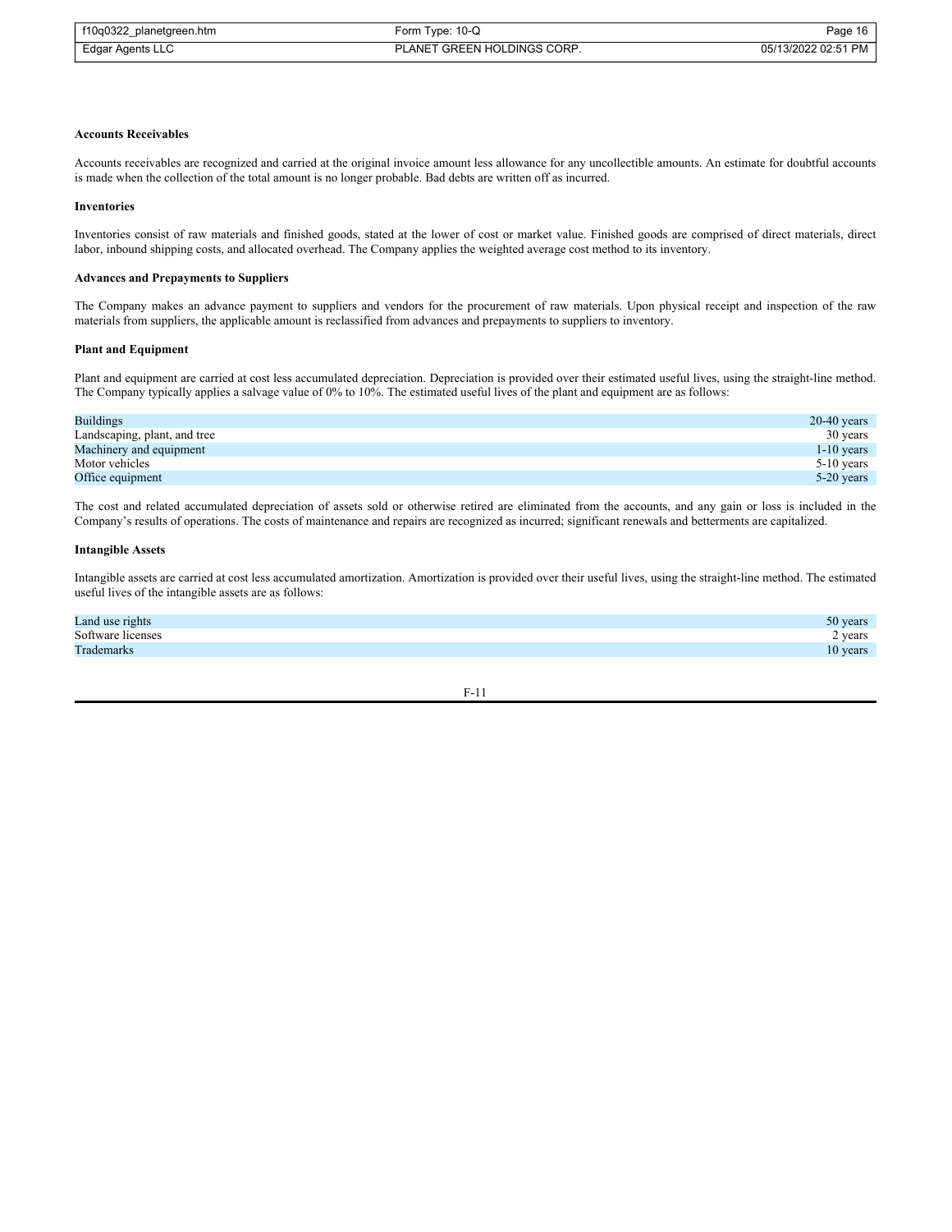**Accounts Receivables**

Accounts receivables are recognized and carried at the original invoice amount less allowance for any uncollectible amounts. An estimate for doubtful accounts is made when the collection of the total amount is no longer probable. Bad debts are written off as incurred.

**Inventories**

Inventories consist of raw materials and finished goods, stated at the lower of cost or market value. Finished goods are comprised of direct materials, direct labor, inbound shipping costs, and allocated overhead. The Company applies the weighted average cost method to its inventory.

**Advances and Prepayments to Suppliers**

The Company makes an advance payment to suppliers and vendors for the procurement of raw materials. Upon physical receipt and inspection of the raw materials from suppliers, the applicable amount is reclassified from advances and prepayments to suppliers to inventory.

**Plant and Equipment**

Plant and equipment are carried at cost less accumulated depreciation. Depreciation is provided over their estimated useful lives, using the straight-line method. The Company typically applies a salvage value of 0% to 10%. The estimated useful lives of the plant and equipment are as follows:

| | |
|---|---|
| Buildings | 20-40 years |
| Landscaping, plant, and tree | 30 years |
| Machinery and equipment | 1-10 years |
| Motor vehicles | 5-10 years |
| Office equipment | 5-20 years |

The cost and related accumulated depreciation of assets sold or otherwise retired are eliminated from the accounts, and any gain or loss is included in the Company's results of operations. The costs of maintenance and repairs are recognized as incurred; significant renewals and betterments are capitalized.

**Intangible Assets**

Intangible assets are carried at cost less accumulated amortization. Amortization is provided over their useful lives, using the straight-line method. The estimated useful lives of the intangible assets are as follows:

| | |
|---|---|
| Land use rights | 50 years |
| Software licenses | 2 years |
| Trademarks | 10 years |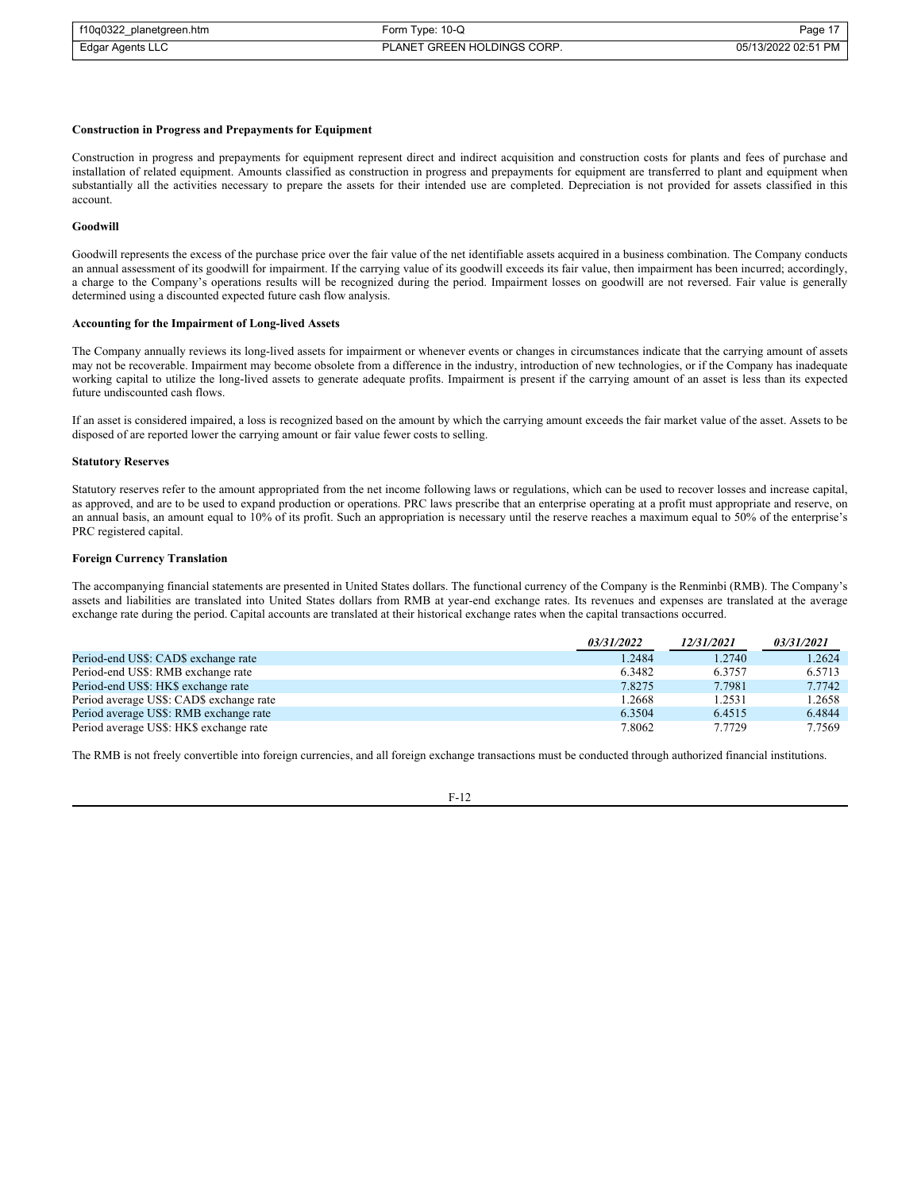**Construction in Progress and Prepayments for Equipment**

Construction in progress and prepayments for equipment represent direct and indirect acquisition and construction costs for plants and fees of purchase and installation of related equipment. Amounts classified as construction in progress and prepayments for equipment are transferred to plant and equipment when substantially all the activities necessary to prepare the assets for their intended use are completed. Depreciation is not provided for assets classified in this account.

**Goodwill**

Goodwill represents the excess of the purchase price over the fair value of the net identifiable assets acquired in a business combination. The Company conducts an annual assessment of its goodwill for impairment. If the carrying value of its goodwill exceeds its fair value, then impairment has been incurred; accordingly, a charge to the Company's operations results will be recognized during the period. Impairment losses on goodwill are not reversed. Fair value is generally determined using a discounted expected future cash flow analysis.

**Accounting for the Impairment of Long-lived Assets**

The Company annually reviews its long-lived assets for impairment or whenever events or changes in circumstances indicate that the carrying amount of assets may not be recoverable. Impairment may become obsolete from a difference in the industry, introduction of new technologies, or if the Company has inadequate working capital to utilize the long-lived assets to generate adequate profits. Impairment is present if the carrying amount of an asset is less than its expected future undiscounted cash flows.

If an asset is considered impaired, a loss is recognized based on the amount by which the carrying amount exceeds the fair market value of the asset. Assets to be disposed of are reported lower the carrying amount or fair value fewer costs to selling.

**Statutory Reserves**

Statutory reserves refer to the amount appropriated from the net income following laws or regulations, which can be used to recover losses and increase capital, as approved, and are to be used to expand production or operations. PRC laws prescribe that an enterprise operating at a profit must appropriate and reserve, on an annual basis, an amount equal to 10% of its profit. Such an appropriation is necessary until the reserve reaches a maximum equal to 50% of the enterprise's PRC registered capital.

**Foreign Currency Translation**

The accompanying financial statements are presented in United States dollars. The functional currency of the Company is the Renminbi (RMB). The Company's assets and liabilities are translated into United States dollars from RMB at year-end exchange rates. Its revenues and expenses are translated at the average exchange rate during the period. Capital accounts are translated at their historical exchange rates when the capital transactions occurred.

| | *03/31/2022* | *12/31/2021* | *03/31/2021* |
|---|---|---|---|
| Period-end US$: CAD$ exchange rate | 1.2484 | 1.2740 | 1.2624 |
| Period-end US$: RMB exchange rate | 6.3482 | 6.3757 | 6.5713 |
| Period-end US$: HK$ exchange rate | 7.8275 | 7.7981 | 7.7742 |
| Period average US$: CAD$ exchange rate | 1.2668 | 1.2531 | 1.2658 |
| Period average US$: RMB exchange rate | 6.3504 | 6.4515 | 6.4844 |
| Period average US$: HK$ exchange rate | 7.8062 | 7.7729 | 7.7569 |

The RMB is not freely convertible into foreign currencies, and all foreign exchange transactions must be conducted through authorized financial institutions.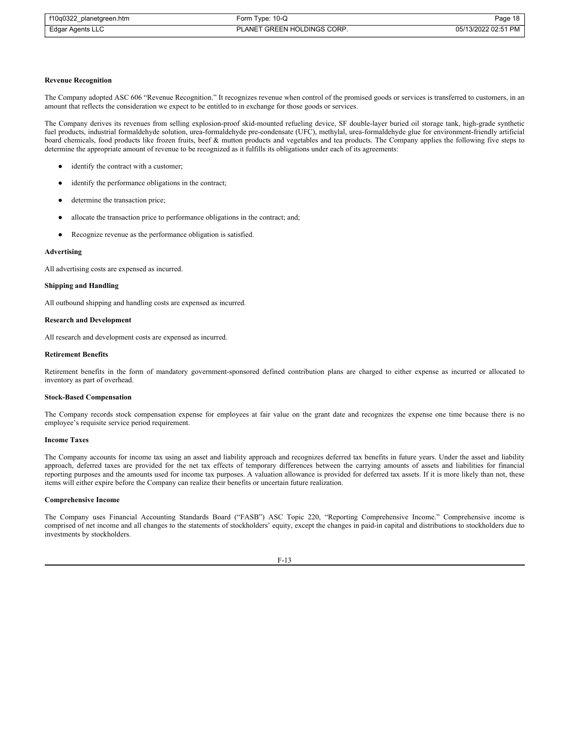**Revenue Recognition**

The Company adopted ASC 606 "Revenue Recognition." It recognizes revenue when control of the promised goods or services is transferred to customers, in an amount that reflects the consideration we expect to be entitled to in exchange for those goods or services.

The Company derives its revenues from selling explosion-proof skid-mounted refueling device, SF double-layer buried oil storage tank, high-grade synthetic fuel products, industrial formaldehyde solution, urea-formaldehyde pre-condensate (UFC), methylal, urea-formaldehyde glue for environment-friendly artificial board chemicals, food products like frozen fruits, beef & mutton products and vegetables and tea products. The Company applies the following five steps to determine the appropriate amount of revenue to be recognized as it fulfills its obligations under each of its agreements:

- identify the contract with a customer;
- identify the performance obligations in the contract;
- determine the transaction price;
- allocate the transaction price to performance obligations in the contract; and;
- Recognize revenue as the performance obligation is satisfied.

**Advertising**

All advertising costs are expensed as incurred.

**Shipping and Handling**

All outbound shipping and handling costs are expensed as incurred.

**Research and Development**

All research and development costs are expensed as incurred.

**Retirement Benefits**

Retirement benefits in the form of mandatory government-sponsored defined contribution plans are charged to either expense as incurred or allocated to inventory as part of overhead.

**Stock-Based Compensation**

The Company records stock compensation expense for employees at fair value on the grant date and recognizes the expense one time because there is no employee's requisite service period requirement.

**Income Taxes**

The Company accounts for income tax using an asset and liability approach and recognizes deferred tax benefits in future years. Under the asset and liability approach, deferred taxes are provided for the net tax effects of temporary differences between the carrying amounts of assets and liabilities for financial reporting purposes and the amounts used for income tax purposes. A valuation allowance is provided for deferred tax assets. If it is more likely than not, these items will either expire before the Company can realize their benefits or uncertain future realization.

**Comprehensive Income**

The Company uses Financial Accounting Standards Board ("FASB") ASC Topic 220, "Reporting Comprehensive Income." Comprehensive income is comprised of net income and all changes to the statements of stockholders' equity, except the changes in paid-in capital and distributions to stockholders due to investments by stockholders.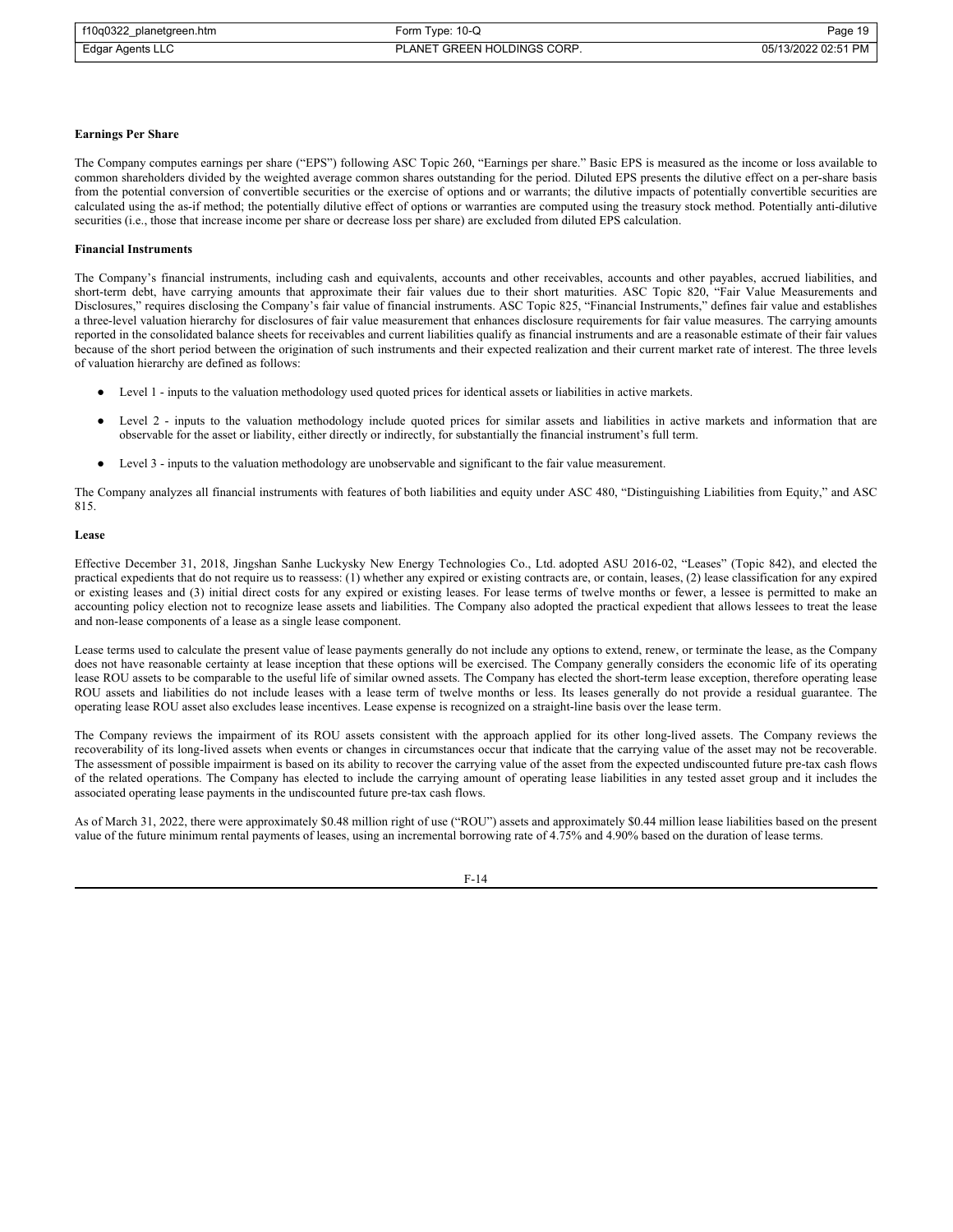**Earnings Per Share**

The Company computes earnings per share ("EPS") following ASC Topic 260, "Earnings per share." Basic EPS is measured as the income or loss available to common shareholders divided by the weighted average common shares outstanding for the period. Diluted EPS presents the dilutive effect on a per-share basis from the potential conversion of convertible securities or the exercise of options and or warrants; the dilutive impacts of potentially convertible securities are calculated using the as-if method; the potentially dilutive effect of options or warranties are computed using the treasury stock method. Potentially anti-dilutive securities (i.e., those that increase income per share or decrease loss per share) are excluded from diluted EPS calculation.

**Financial Instruments**

The Company's financial instruments, including cash and equivalents, accounts and other receivables, accounts and other payables, accrued liabilities, and short-term debt, have carrying amounts that approximate their fair values due to their short maturities. ASC Topic 820, "Fair Value Measurements and Disclosures," requires disclosing the Company's fair value of financial instruments. ASC Topic 825, "Financial Instruments," defines fair value and establishes a three-level valuation hierarchy for disclosures of fair value measurement that enhances disclosure requirements for fair value measures. The carrying amounts reported in the consolidated balance sheets for receivables and current liabilities qualify as financial instruments and are a reasonable estimate of their fair values because of the short period between the origination of such instruments and their expected realization and their current market rate of interest. The three levels of valuation hierarchy are defined as follows:

- Level 1 - inputs to the valuation methodology used quoted prices for identical assets or liabilities in active markets.
- Level 2 - inputs to the valuation methodology include quoted prices for similar assets and liabilities in active markets and information that are observable for the asset or liability, either directly or indirectly, for substantially the financial instrument's full term.
- Level 3 - inputs to the valuation methodology are unobservable and significant to the fair value measurement.

The Company analyzes all financial instruments with features of both liabilities and equity under ASC 480, "Distinguishing Liabilities from Equity," and ASC 815.

**Lease**

Effective December 31, 2018, Jingshan Sanhe Luckysky New Energy Technologies Co., Ltd. adopted ASU 2016-02, "Leases" (Topic 842), and elected the practical expedients that do not require us to reassess: (1) whether any expired or existing contracts are, or contain, leases, (2) lease classification for any expired or existing leases and (3) initial direct costs for any expired or existing leases. For lease terms of twelve months or fewer, a lessee is permitted to make an accounting policy election not to recognize lease assets and liabilities. The Company also adopted the practical expedient that allows lessees to treat the lease and non-lease components of a lease as a single lease component.

Lease terms used to calculate the present value of lease payments generally do not include any options to extend, renew, or terminate the lease, as the Company does not have reasonable certainty at lease inception that these options will be exercised. The Company generally considers the economic life of its operating lease ROU assets to be comparable to the useful life of similar owned assets. The Company has elected the short-term lease exception, therefore operating lease ROU assets and liabilities do not include leases with a lease term of twelve months or less. Its leases generally do not provide a residual guarantee. The operating lease ROU asset also excludes lease incentives. Lease expense is recognized on a straight-line basis over the lease term.

The Company reviews the impairment of its ROU assets consistent with the approach applied for its other long-lived assets. The Company reviews the recoverability of its long-lived assets when events or changes in circumstances occur that indicate that the carrying value of the asset may not be recoverable. The assessment of possible impairment is based on its ability to recover the carrying value of the asset from the expected undiscounted future pre-tax cash flows of the related operations. The Company has elected to include the carrying amount of operating lease liabilities in any tested asset group and it includes the associated operating lease payments in the undiscounted future pre-tax cash flows.

As of March 31, 2022, there were approximately $0.48 million right of use ("ROU") assets and approximately $0.44 million lease liabilities based on the present value of the future minimum rental payments of leases, using an incremental borrowing rate of 4.75% and 4.90% based on the duration of lease terms.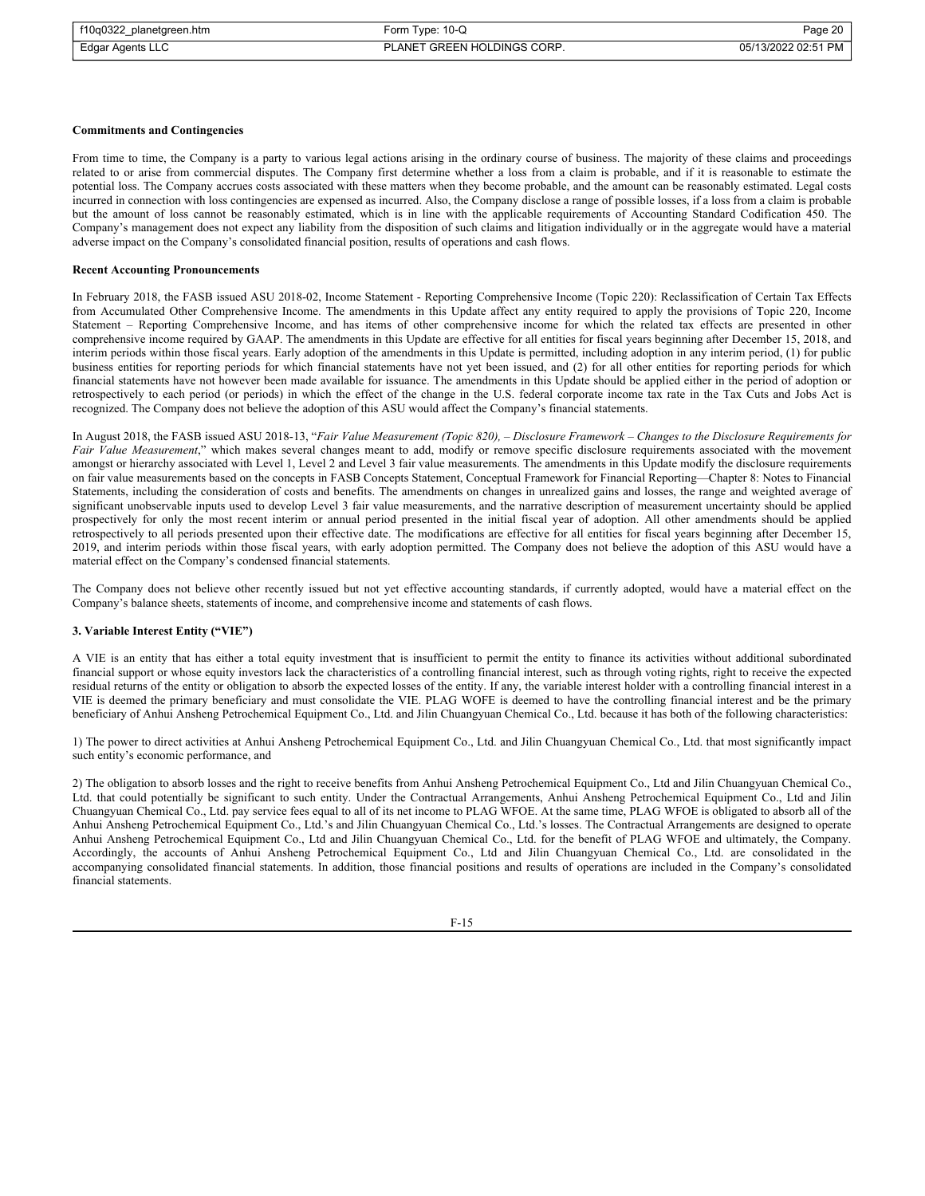**Commitments and Contingencies**

From time to time, the Company is a party to various legal actions arising in the ordinary course of business. The majority of these claims and proceedings related to or arise from commercial disputes. The Company first determine whether a loss from a claim is probable, and if it is reasonable to estimate the potential loss. The Company accrues costs associated with these matters when they become probable, and the amount can be reasonably estimated. Legal costs incurred in connection with loss contingencies are expensed as incurred. Also, the Company disclose a range of possible losses, if a loss from a claim is probable but the amount of loss cannot be reasonably estimated, which is in line with the applicable requirements of Accounting Standard Codification 450. The Company's management does not expect any liability from the disposition of such claims and litigation individually or in the aggregate would have a material adverse impact on the Company's consolidated financial position, results of operations and cash flows.

**Recent Accounting Pronouncements**

In February 2018, the FASB issued ASU 2018-02, Income Statement - Reporting Comprehensive Income (Topic 220): Reclassification of Certain Tax Effects from Accumulated Other Comprehensive Income. The amendments in this Update affect any entity required to apply the provisions of Topic 220, Income Statement – Reporting Comprehensive Income, and has items of other comprehensive income for which the related tax effects are presented in other comprehensive income required by GAAP. The amendments in this Update are effective for all entities for fiscal years beginning after December 15, 2018, and interim periods within those fiscal years. Early adoption of the amendments in this Update is permitted, including adoption in any interim period, (1) for public business entities for reporting periods for which financial statements have not yet been issued, and (2) for all other entities for reporting periods for which financial statements have not however been made available for issuance. The amendments in this Update should be applied either in the period of adoption or retrospectively to each period (or periods) in which the effect of the change in the U.S. federal corporate income tax rate in the Tax Cuts and Jobs Act is recognized. The Company does not believe the adoption of this ASU would affect the Company's financial statements.

In August 2018, the FASB issued ASU 2018-13, "*Fair Value Measurement (Topic 820), – Disclosure Framework – Changes to the Disclosure Requirements for Fair Value Measurement*," which makes several changes meant to add, modify or remove specific disclosure requirements associated with the movement amongst or hierarchy associated with Level 1, Level 2 and Level 3 fair value measurements. The amendments in this Update modify the disclosure requirements on fair value measurements based on the concepts in FASB Concepts Statement, Conceptual Framework for Financial Reporting—Chapter 8: Notes to Financial Statements, including the consideration of costs and benefits. The amendments on changes in unrealized gains and losses, the range and weighted average of significant unobservable inputs used to develop Level 3 fair value measurements, and the narrative description of measurement uncertainty should be applied prospectively for only the most recent interim or annual period presented in the initial fiscal year of adoption. All other amendments should be applied retrospectively to all periods presented upon their effective date. The modifications are effective for all entities for fiscal years beginning after December 15, 2019, and interim periods within those fiscal years, with early adoption permitted. The Company does not believe the adoption of this ASU would have a material effect on the Company's condensed financial statements.

The Company does not believe other recently issued but not yet effective accounting standards, if currently adopted, would have a material effect on the Company's balance sheets, statements of income, and comprehensive income and statements of cash flows.

**3. Variable Interest Entity ("VIE")**

A VIE is an entity that has either a total equity investment that is insufficient to permit the entity to finance its activities without additional subordinated financial support or whose equity investors lack the characteristics of a controlling financial interest, such as through voting rights, right to receive the expected residual returns of the entity or obligation to absorb the expected losses of the entity. If any, the variable interest holder with a controlling financial interest in a VIE is deemed the primary beneficiary and must consolidate the VIE. PLAG WOFE is deemed to have the controlling financial interest and be the primary beneficiary of Anhui Ansheng Petrochemical Equipment Co., Ltd. and Jilin Chuangyuan Chemical Co., Ltd. because it has both of the following characteristics:

1) The power to direct activities at Anhui Ansheng Petrochemical Equipment Co., Ltd. and Jilin Chuangyuan Chemical Co., Ltd. that most significantly impact such entity's economic performance, and

2) The obligation to absorb losses and the right to receive benefits from Anhui Ansheng Petrochemical Equipment Co., Ltd and Jilin Chuangyuan Chemical Co., Ltd. that could potentially be significant to such entity. Under the Contractual Arrangements, Anhui Ansheng Petrochemical Equipment Co., Ltd and Jilin Chuangyuan Chemical Co., Ltd. pay service fees equal to all of its net income to PLAG WFOE. At the same time, PLAG WFOE is obligated to absorb all of the Anhui Ansheng Petrochemical Equipment Co., Ltd.'s and Jilin Chuangyuan Chemical Co., Ltd.'s losses. The Contractual Arrangements are designed to operate Anhui Ansheng Petrochemical Equipment Co., Ltd and Jilin Chuangyuan Chemical Co., Ltd. for the benefit of PLAG WFOE and ultimately, the Company. Accordingly, the accounts of Anhui Ansheng Petrochemical Equipment Co., Ltd and Jilin Chuangyuan Chemical Co., Ltd. are consolidated in the accompanying consolidated financial statements. In addition, those financial positions and results of operations are included in the Company's consolidated financial statements.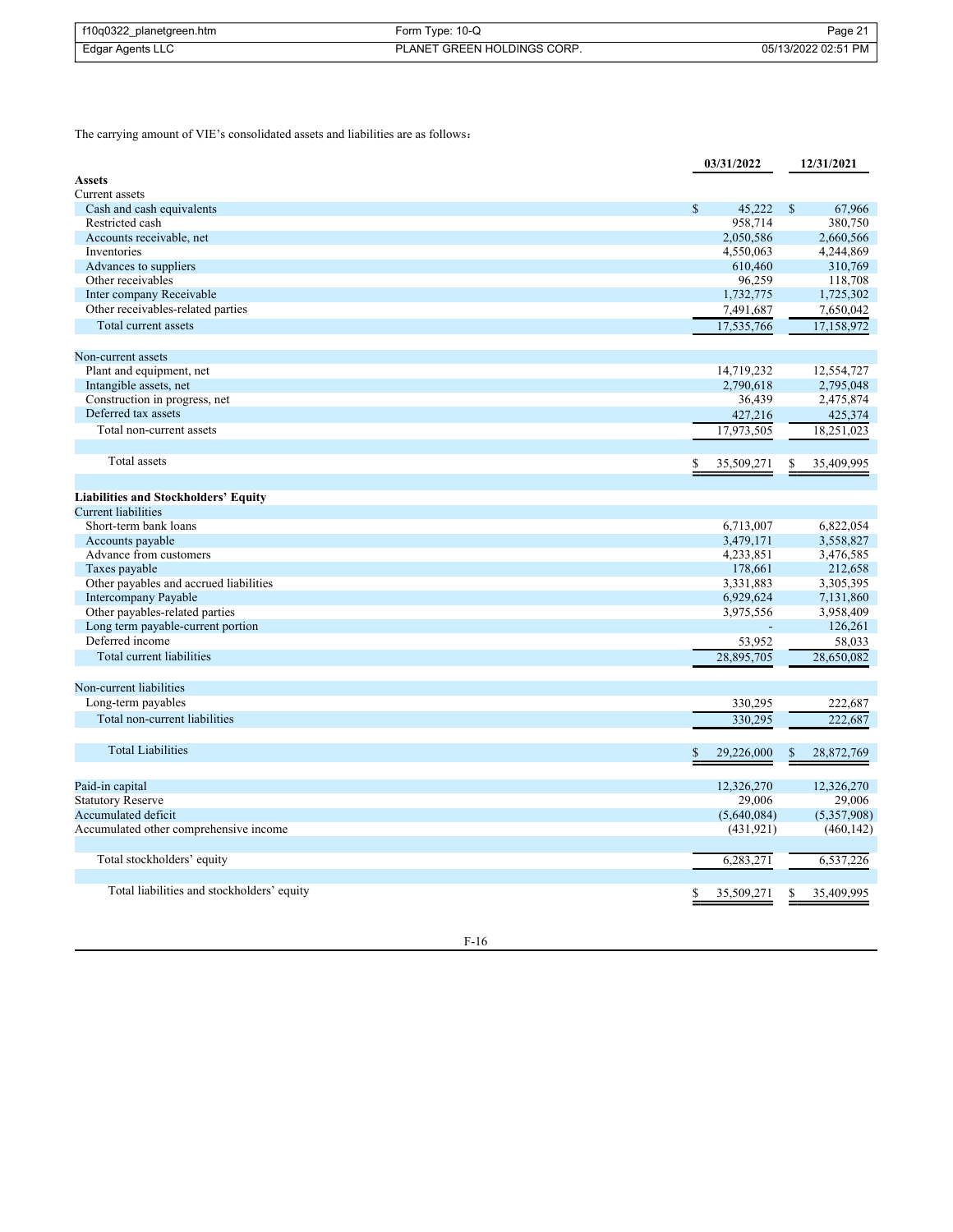The carrying amount of VIE's consolidated assets and liabilities are as follows：

| | 03/31/2022 | 12/31/2021 |
|---|---|---|
| **Assets** | | |
| Current assets | | |
| Cash and cash equivalents | $ 45,222 | $ 67,966 |
| Restricted cash | 958,714 | 380,750 |
| Accounts receivable, net | 2,050,586 | 2,660,566 |
| Inventories | 4,550,063 | 4,244,869 |
| Advances to suppliers | 610,460 | 310,769 |
| Other receivables | 96,259 | 118,708 |
| Inter company Receivable | 1,732,775 | 1,725,302 |
| Other receivables-related parties | 7,491,687 | 7,650,042 |
| Total current assets | 17,535,766 | 17,158,972 |
| | | |
| Non-current assets | | |
| Plant and equipment, net | 14,719,232 | 12,554,727 |
| Intangible assets, net | 2,790,618 | 2,795,048 |
| Construction in progress, net | 36,439 | 2,475,874 |
| Deferred tax assets | 427,216 | 425,374 |
| Total non-current assets | 17,973,505 | 18,251,023 |
| | | |
| Total assets | $ 35,509,271 | $ 35,409,995 |
| | | |
| **Liabilities and Stockholders' Equity** | | |
| Current liabilities | | |
| Short-term bank loans | 6,713,007 | 6,822,054 |
| Accounts payable | 3,479,171 | 3,558,827 |
| Advance from customers | 4,233,851 | 3,476,585 |
| Taxes payable | 178,661 | 212,658 |
| Other payables and accrued liabilities | 3,331,883 | 3,305,395 |
| Intercompany Payable | 6,929,624 | 7,131,860 |
| Other payables-related parties | 3,975,556 | 3,958,409 |
| Long term payable-current portion | - | 126,261 |
| Deferred income | 53,952 | 58,033 |
| Total current liabilities | 28,895,705 | 28,650,082 |
| | | |
| Non-current liabilities | | |
| Long-term payables | 330,295 | 222,687 |
| Total non-current liabilities | 330,295 | 222,687 |
| | | |
| Total Liabilities | $ 29,226,000 | $ 28,872,769 |
| | | |
| Paid-in capital | 12,326,270 | 12,326,270 |
| Statutory Reserve | 29,006 | 29,006 |
| Accumulated deficit | (5,640,084) | (5,357,908) |
| Accumulated other comprehensive income | (431,921) | (460,142) |
| | | |
| Total stockholders' equity | 6,283,271 | 6,537,226 |
| | | |
| Total liabilities and stockholders' equity | $ 35,509,271 | $ 35,409,995 |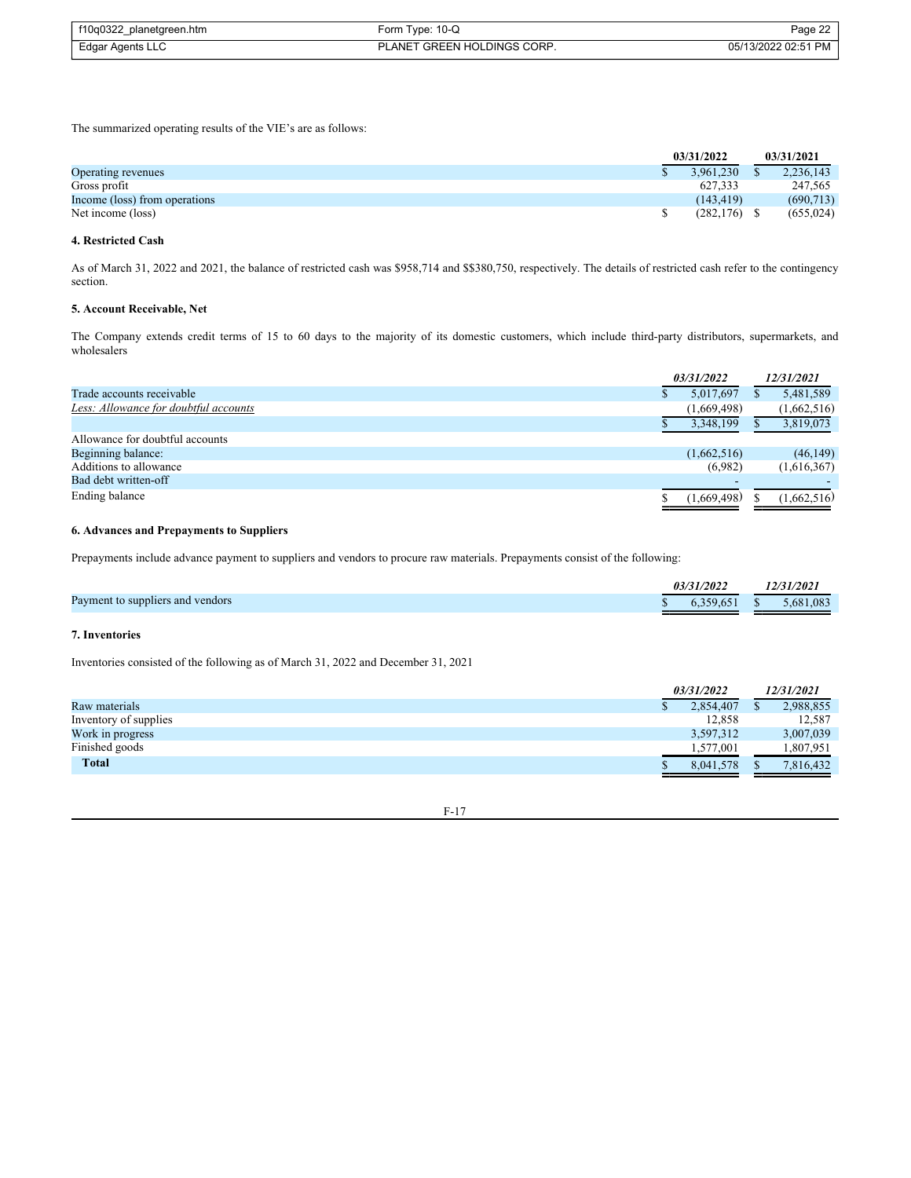The summarized operating results of the VIE's are as follows:

| | 03/31/2022 | 03/31/2021 |
|---|---|---|
| Operating revenues | $ 3,961,230 | $ 2,236,143 |
| Gross profit | 627,333 | 247,565 |
| Income (loss) from operations | (143,419) | (690,713) |
| Net income (loss) | $ (282,176) | $ (655,024) |

**4. Restricted Cash**

As of March 31, 2022 and 2021, the balance of restricted cash was $958,714 and $$380,750, respectively. The details of restricted cash refer to the contingency section.

**5. Account Receivable, Net**

The Company extends credit terms of 15 to 60 days to the majority of its domestic customers, which include third-party distributors, supermarkets, and wholesalers

| | *03/31/2022* | *12/31/2021* |
|---|---|---|
| Trade accounts receivable | $ 5,017,697 | $ 5,481,589 |
| *Less: Allowance for doubtful accounts* | (1,669,498) | (1,662,516) |
| | $ 3,348,199 | $ 3,819,073 |
| Allowance for doubtful accounts | | |
| Beginning balance: | (1,662,516) | (46,149) |
| Additions to allowance | (6,982) | (1,616,367) |
| Bad debt written-off | - | - |
| Ending balance | $ (1,669,498) | $ (1,662,516) |

**6. Advances and Prepayments to Suppliers**

Prepayments include advance payment to suppliers and vendors to procure raw materials. Prepayments consist of the following:

| | *03/31/2022* | *12/31/2021* |
|---|---|---|
| Payment to suppliers and vendors | $ 6,359,651 | $ 5,681,083 |

**7. Inventories**

Inventories consisted of the following as of March 31, 2022 and December 31, 2021

| | *03/31/2022* | *12/31/2021* |
|---|---|---|
| Raw materials | $ 2,854,407 | $ 2,988,855 |
| Inventory of supplies | 12,858 | 12,587 |
| Work in progress | 3,597,312 | 3,007,039 |
| Finished goods | 1,577,001 | 1,807,951 |
| **Total** | $ 8,041,578 | $ 7,816,432 |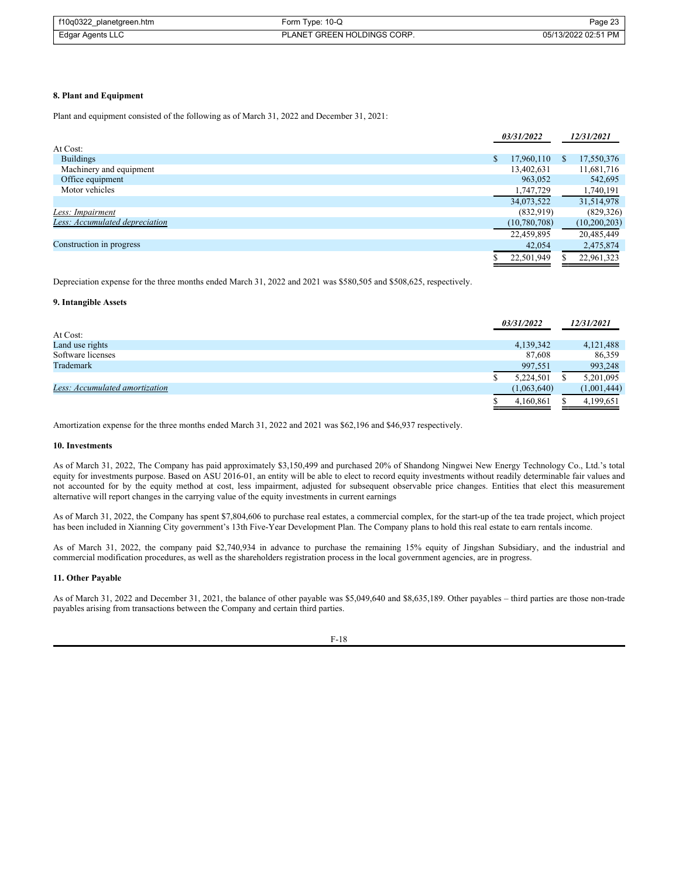### 8. Plant and Equipment

Plant and equipment consisted of the following as of March 31, 2022 and December 31, 2021:

| | 03/31/2022 | 12/31/2021 |
|---|---|---|
| At Cost: | | |
| Buildings | $ 17,960,110 | $ 17,550,376 |
| Machinery and equipment | 13,402,631 | 11,681,716 |
| Office equipment | 963,052 | 542,695 |
| Motor vehicles | 1,747,729 | 1,740,191 |
| | 34,073,522 | 31,514,978 |
| *Less: Impairment* | (832,919) | (829,326) |
| *Less: Accumulated depreciation* | (10,780,708) | (10,200,203) |
| | 22,459,895 | 20,485,449 |
| Construction in progress | 42,054 | 2,475,874 |
| | $ 22,501,949 | $ 22,961,323 |

Depreciation expense for the three months ended March 31, 2022 and 2021 was $580,505 and $508,625, respectively.

### 9. Intangible Assets

| | 03/31/2022 | 12/31/2021 |
|---|---|---|
| At Cost: | | |
| Land use rights | 4,139,342 | 4,121,488 |
| Software licenses | 87,608 | 86,359 |
| Trademark | 997,551 | 993,248 |
| | $ 5,224,501 | $ 5,201,095 |
| *Less: Accumulated amortization* | (1,063,640) | (1,001,444) |
| | $ 4,160,861 | $ 4,199,651 |

Amortization expense for the three months ended March 31, 2022 and 2021 was $62,196 and $46,937 respectively.

### 10. Investments

As of March 31, 2022, The Company has paid approximately $3,150,499 and purchased 20% of Shandong Ningwei New Energy Technology Co., Ltd.'s total equity for investments purpose. Based on ASU 2016-01, an entity will be able to elect to record equity investments without readily determinable fair values and not accounted for by the equity method at cost, less impairment, adjusted for subsequent observable price changes. Entities that elect this measurement alternative will report changes in the carrying value of the equity investments in current earnings

As of March 31, 2022, the Company has spent $7,804,606 to purchase real estates, a commercial complex, for the start-up of the tea trade project, which project has been included in Xianning City government's 13th Five-Year Development Plan. The Company plans to hold this real estate to earn rentals income.

As of March 31, 2022, the company paid $2,740,934 in advance to purchase the remaining 15% equity of Jingshan Subsidiary, and the industrial and commercial modification procedures, as well as the shareholders registration process in the local government agencies, are in progress.

### 11. Other Payable

As of March 31, 2022 and December 31, 2021, the balance of other payable was $5,049,640 and $8,635,189. Other payables – third parties are those non-trade payables arising from transactions between the Company and certain third parties.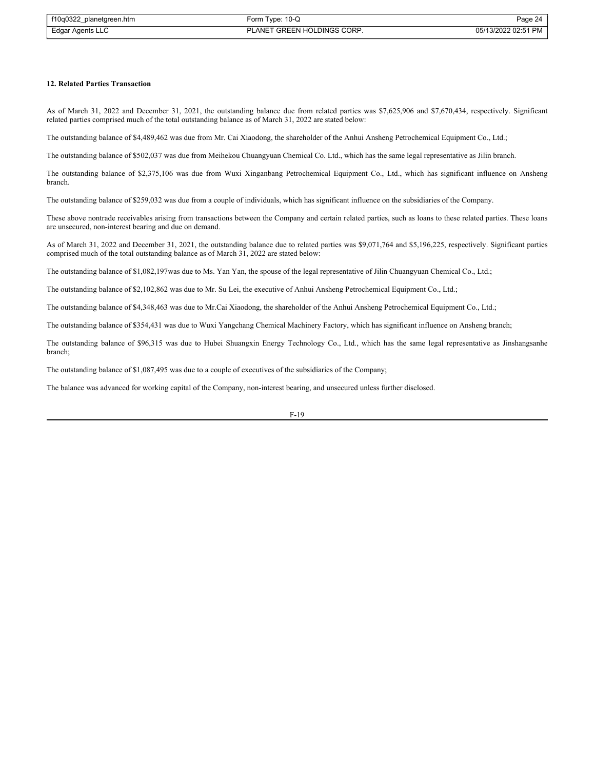**12. Related Parties Transaction**

As of March 31, 2022 and December 31, 2021, the outstanding balance due from related parties was $7,625,906 and $7,670,434, respectively. Significant related parties comprised much of the total outstanding balance as of March 31, 2022 are stated below:

The outstanding balance of $4,489,462 was due from Mr. Cai Xiaodong, the shareholder of the Anhui Ansheng Petrochemical Equipment Co., Ltd.;

The outstanding balance of $502,037 was due from Meihekou Chuangyuan Chemical Co. Ltd., which has the same legal representative as Jilin branch.

The outstanding balance of $2,375,106 was due from Wuxi Xinganbang Petrochemical Equipment Co., Ltd., which has significant influence on Ansheng branch.

The outstanding balance of $259,032 was due from a couple of individuals, which has significant influence on the subsidiaries of the Company.

These above nontrade receivables arising from transactions between the Company and certain related parties, such as loans to these related parties. These loans are unsecured, non-interest bearing and due on demand.

As of March 31, 2022 and December 31, 2021, the outstanding balance due to related parties was $9,071,764 and $5,196,225, respectively. Significant parties comprised much of the total outstanding balance as of March 31, 2022 are stated below:

The outstanding balance of $1,082,197was due to Ms. Yan Yan, the spouse of the legal representative of Jilin Chuangyuan Chemical Co., Ltd.;

The outstanding balance of $2,102,862 was due to Mr. Su Lei, the executive of Anhui Ansheng Petrochemical Equipment Co., Ltd.;

The outstanding balance of $4,348,463 was due to Mr.Cai Xiaodong, the shareholder of the Anhui Ansheng Petrochemical Equipment Co., Ltd.;

The outstanding balance of $354,431 was due to Wuxi Yangchang Chemical Machinery Factory, which has significant influence on Ansheng branch;

The outstanding balance of $96,315 was due to Hubei Shuangxin Energy Technology Co., Ltd., which has the same legal representative as Jinshangsanhe branch;

The outstanding balance of $1,087,495 was due to a couple of executives of the subsidiaries of the Company;

The balance was advanced for working capital of the Company, non-interest bearing, and unsecured unless further disclosed.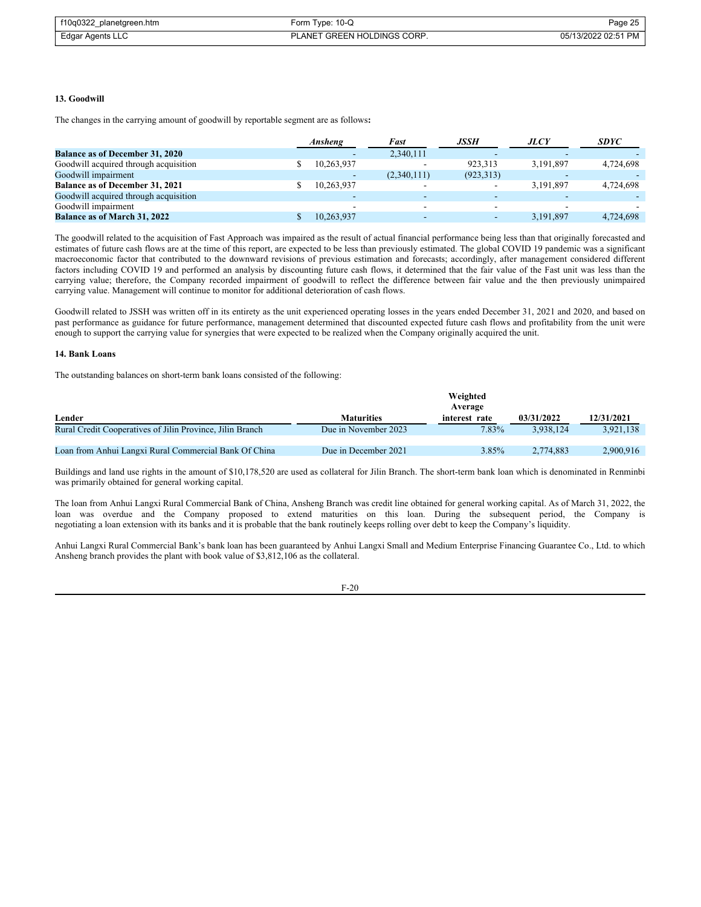### 13. Goodwill

The changes in the carrying amount of goodwill by reportable segment are as follows**:**

| | *Ansheng* | *Fast* | *JSSH* | *JLCY* | *SDYC* |
|---|---|---|---|---|---|
| **Balance as of December 31, 2020** | - | 2,340,111 | - | - | - |
| Goodwill acquired through acquisition | $ 10,263,937 | - | 923,313 | 3,191,897 | 4,724,698 |
| Goodwill impairment | - | (2,340,111) | (923,313) | - | - |
| **Balance as of December 31, 2021** | $ 10,263,937 | - | - | 3,191,897 | 4,724,698 |
| Goodwill acquired through acquisition | - | - | - | - | - |
| Goodwill impairment | - | - | - | - | - |
| **Balance as of March 31, 2022** | $ 10,263,937 | - | - | 3,191,897 | 4,724,698 |

The goodwill related to the acquisition of Fast Approach was impaired as the result of actual financial performance being less than that originally forecasted and estimates of future cash flows are at the time of this report, are expected to be less than previously estimated. The global COVID 19 pandemic was a significant macroeconomic factor that contributed to the downward revisions of previous estimation and forecasts; accordingly, after management considered different factors including COVID 19 and performed an analysis by discounting future cash flows, it determined that the fair value of the Fast unit was less than the carrying value; therefore, the Company recorded impairment of goodwill to reflect the difference between fair value and the then previously unimpaired carrying value. Management will continue to monitor for additional deterioration of cash flows.

Goodwill related to JSSH was written off in its entirety as the unit experienced operating losses in the years ended December 31, 2021 and 2020, and based on past performance as guidance for future performance, management determined that discounted expected future cash flows and profitability from the unit were enough to support the carrying value for synergies that were expected to be realized when the Company originally acquired the unit.

### 14. Bank Loans

The outstanding balances on short-term bank loans consisted of the following:

| Lender | Maturities | Weighted Average interest rate | 03/31/2022 | 12/31/2021 |
|---|---|---|---|---|
| Rural Credit Cooperatives of Jilin Province, Jilin Branch | Due in November 2023 | 7.83% | 3,938,124 | 3,921,138 |
| Loan from Anhui Langxi Rural Commercial Bank Of China | Due in December 2021 | 3.85% | 2,774,883 | 2,900,916 |

Buildings and land use rights in the amount of $10,178,520 are used as collateral for Jilin Branch. The short-term bank loan which is denominated in Renminbi was primarily obtained for general working capital.

The loan from Anhui Langxi Rural Commercial Bank of China, Ansheng Branch was credit line obtained for general working capital. As of March 31, 2022, the loan was overdue and the Company proposed to extend maturities on this loan. During the subsequent period, the Company is negotiating a loan extension with its banks and it is probable that the bank routinely keeps rolling over debt to keep the Company's liquidity.

Anhui Langxi Rural Commercial Bank's bank loan has been guaranteed by Anhui Langxi Small and Medium Enterprise Financing Guarantee Co., Ltd. to which Ansheng branch provides the plant with book value of $3,812,106 as the collateral.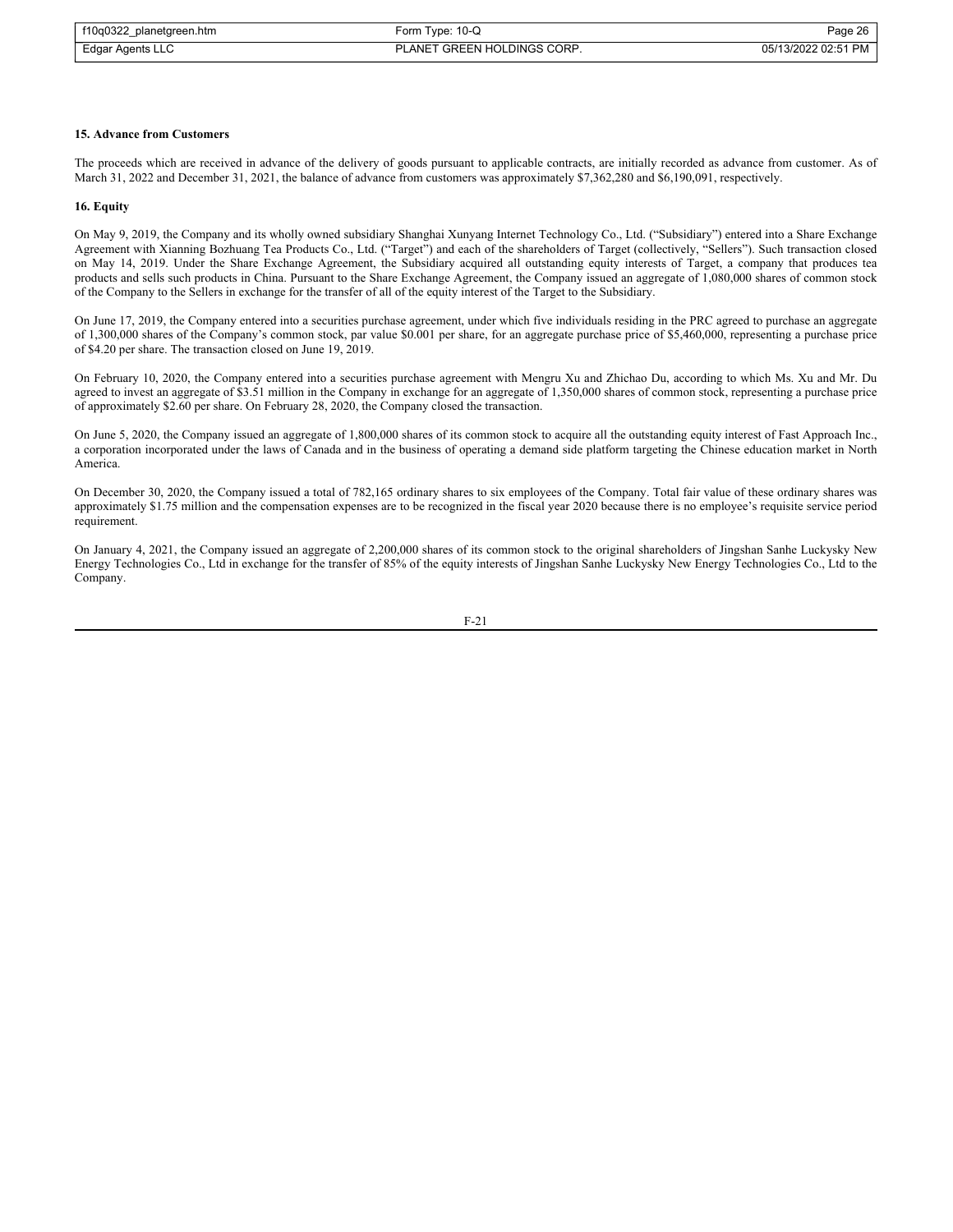**15. Advance from Customers**

The proceeds which are received in advance of the delivery of goods pursuant to applicable contracts, are initially recorded as advance from customer. As of March 31, 2022 and December 31, 2021, the balance of advance from customers was approximately $7,362,280 and $6,190,091, respectively.

**16. Equity**

On May 9, 2019, the Company and its wholly owned subsidiary Shanghai Xunyang Internet Technology Co., Ltd. ("Subsidiary") entered into a Share Exchange Agreement with Xianning Bozhuang Tea Products Co., Ltd. ("Target") and each of the shareholders of Target (collectively, "Sellers"). Such transaction closed on May 14, 2019. Under the Share Exchange Agreement, the Subsidiary acquired all outstanding equity interests of Target, a company that produces tea products and sells such products in China. Pursuant to the Share Exchange Agreement, the Company issued an aggregate of 1,080,000 shares of common stock of the Company to the Sellers in exchange for the transfer of all of the equity interest of the Target to the Subsidiary.

On June 17, 2019, the Company entered into a securities purchase agreement, under which five individuals residing in the PRC agreed to purchase an aggregate of 1,300,000 shares of the Company's common stock, par value $0.001 per share, for an aggregate purchase price of $5,460,000, representing a purchase price of $4.20 per share. The transaction closed on June 19, 2019.

On February 10, 2020, the Company entered into a securities purchase agreement with Mengru Xu and Zhichao Du, according to which Ms. Xu and Mr. Du agreed to invest an aggregate of $3.51 million in the Company in exchange for an aggregate of 1,350,000 shares of common stock, representing a purchase price of approximately $2.60 per share. On February 28, 2020, the Company closed the transaction.

On June 5, 2020, the Company issued an aggregate of 1,800,000 shares of its common stock to acquire all the outstanding equity interest of Fast Approach Inc., a corporation incorporated under the laws of Canada and in the business of operating a demand side platform targeting the Chinese education market in North America.

On December 30, 2020, the Company issued a total of 782,165 ordinary shares to six employees of the Company. Total fair value of these ordinary shares was approximately $1.75 million and the compensation expenses are to be recognized in the fiscal year 2020 because there is no employee's requisite service period requirement.

On January 4, 2021, the Company issued an aggregate of 2,200,000 shares of its common stock to the original shareholders of Jingshan Sanhe Luckysky New Energy Technologies Co., Ltd in exchange for the transfer of 85% of the equity interests of Jingshan Sanhe Luckysky New Energy Technologies Co., Ltd to the Company.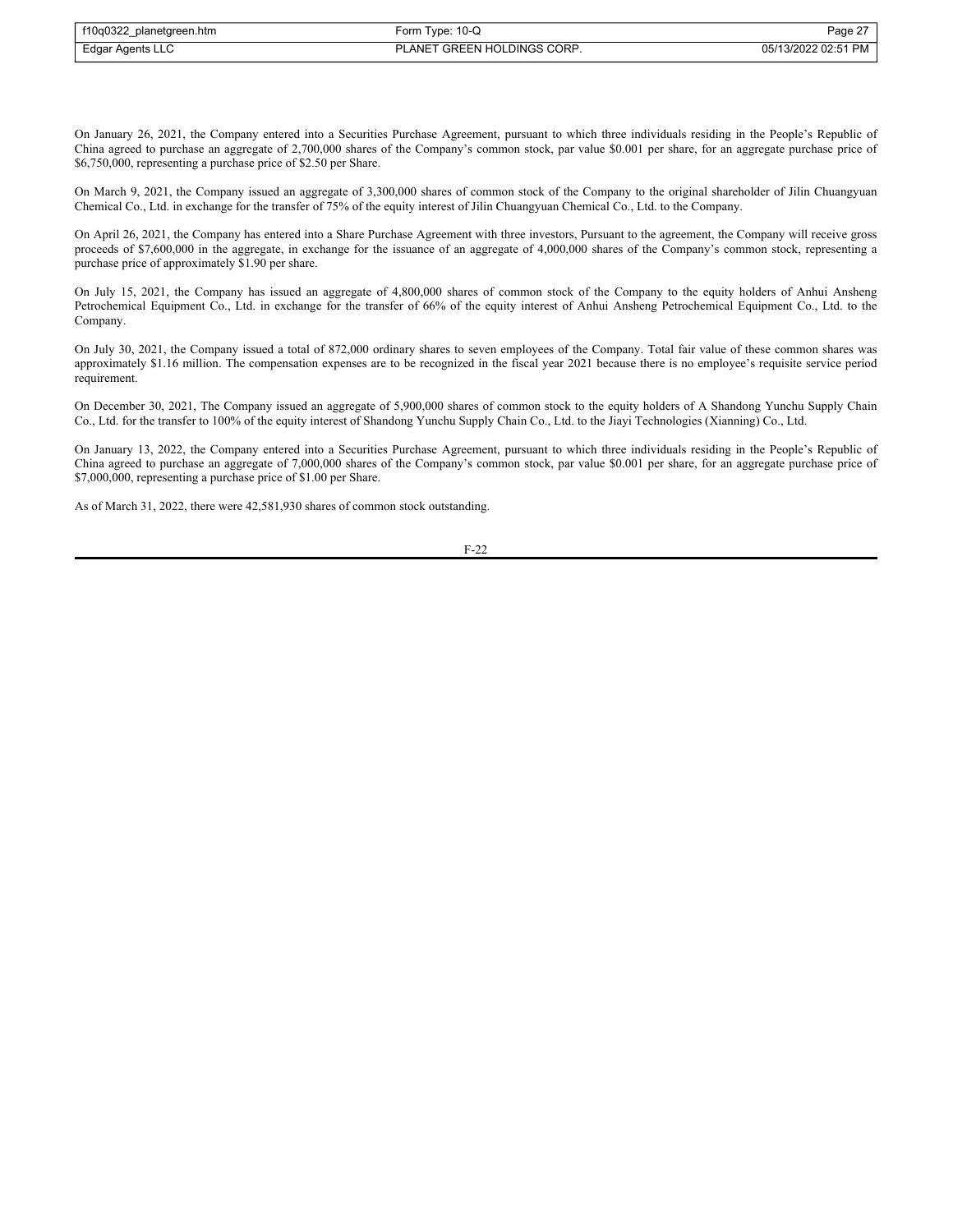On January 26, 2021, the Company entered into a Securities Purchase Agreement, pursuant to which three individuals residing in the People's Republic of China agreed to purchase an aggregate of 2,700,000 shares of the Company's common stock, par value $0.001 per share, for an aggregate purchase price of $6,750,000, representing a purchase price of $2.50 per Share.

On March 9, 2021, the Company issued an aggregate of 3,300,000 shares of common stock of the Company to the original shareholder of Jilin Chuangyuan Chemical Co., Ltd. in exchange for the transfer of 75% of the equity interest of Jilin Chuangyuan Chemical Co., Ltd. to the Company.

On April 26, 2021, the Company has entered into a Share Purchase Agreement with three investors, Pursuant to the agreement, the Company will receive gross proceeds of $7,600,000 in the aggregate, in exchange for the issuance of an aggregate of 4,000,000 shares of the Company's common stock, representing a purchase price of approximately $1.90 per share.

On July 15, 2021, the Company has issued an aggregate of 4,800,000 shares of common stock of the Company to the equity holders of Anhui Ansheng Petrochemical Equipment Co., Ltd. in exchange for the transfer of 66% of the equity interest of Anhui Ansheng Petrochemical Equipment Co., Ltd. to the Company.

On July 30, 2021, the Company issued a total of 872,000 ordinary shares to seven employees of the Company. Total fair value of these common shares was approximately $1.16 million. The compensation expenses are to be recognized in the fiscal year 2021 because there is no employee's requisite service period requirement.

On December 30, 2021, The Company issued an aggregate of 5,900,000 shares of common stock to the equity holders of A Shandong Yunchu Supply Chain Co., Ltd. for the transfer to 100% of the equity interest of Shandong Yunchu Supply Chain Co., Ltd. to the Jiayi Technologies (Xianning) Co., Ltd.

On January 13, 2022, the Company entered into a Securities Purchase Agreement, pursuant to which three individuals residing in the People's Republic of China agreed to purchase an aggregate of 7,000,000 shares of the Company's common stock, par value $0.001 per share, for an aggregate purchase price of $7,000,000, representing a purchase price of $1.00 per Share.

As of March 31, 2022, there were 42,581,930 shares of common stock outstanding.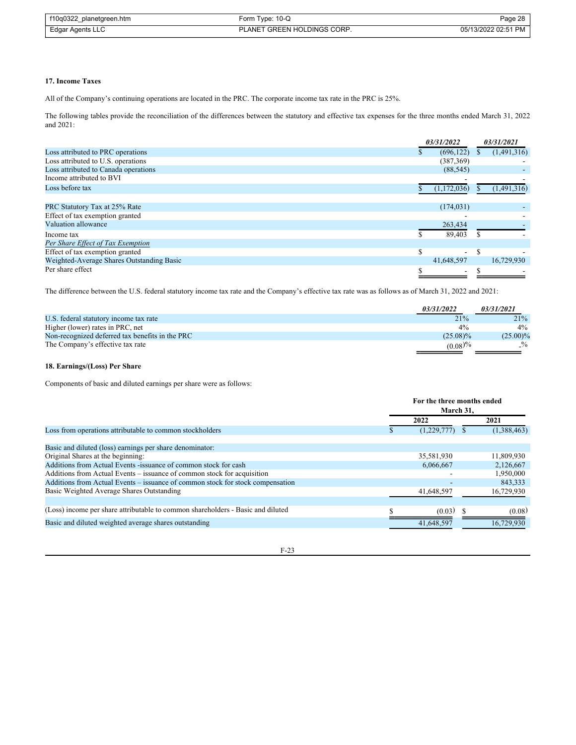**17. Income Taxes**

All of the Company's continuing operations are located in the PRC. The corporate income tax rate in the PRC is 25%.

The following tables provide the reconciliation of the differences between the statutory and effective tax expenses for the three months ended March 31, 2022 and 2021:

| | *03/31/2022* | *03/31/2021* |
|---|---|---|
| Loss attributed to PRC operations | $ (696,122) | $ (1,491,316) |
| Loss attributed to U.S. operations | (387,369) | - |
| Loss attributed to Canada operations | (88,545) | - |
| Income attributed to BVI | - | - |
| Loss before tax | $ (1,172,036) | $ (1,491,316) |
| | | |
| PRC Statutory Tax at 25% Rate | (174,031) | - |
| Effect of tax exemption granted | - | - |
| Valuation allowance | 263,434 | - |
| Income tax | $ 89,403 | $ - |
| *Per Share Effect of Tax Exemption* | | |
| Effect of tax exemption granted | $ - | $ - |
| Weighted-Average Shares Outstanding Basic | 41,648,597 | 16,729,930 |
| Per share effect | $ - | $ - |

The difference between the U.S. federal statutory income tax rate and the Company's effective tax rate was as follows as of March 31, 2022 and 2021:

| | *03/31/2022* | *03/31/2021* |
|---|---|---|
| U.S. federal statutory income tax rate | 21% | 21% |
| Higher (lower) rates in PRC, net | 4% | 4% |
| Non-recognized deferred tax benefits in the PRC | (25.08)% | (25.00)% |
| The Company's effective tax rate | (0.08)% | -% |

**18. Earnings/(Loss) Per Share**

Components of basic and diluted earnings per share were as follows:

| | For the three months ended March 31, | |
|---|---|---|
| | 2022 | 2021 |
| Loss from operations attributable to common stockholders | $ (1,229,777) | $ (1,388,463) |
| | | |
| Basic and diluted (loss) earnings per share denominator: | | |
| Original Shares at the beginning: | 35,581,930 | 11,809,930 |
| Additions from Actual Events -issuance of common stock for cash | 6,066,667 | 2,126,667 |
| Additions from Actual Events – issuance of common stock for acquisition | - | 1,950,000 |
| Additions from Actual Events – issuance of common stock for stock compensation | - | 843,333 |
| Basic Weighted Average Shares Outstanding | 41,648,597 | 16,729,930 |
| | | |
| (Loss) income per share attributable to common shareholders - Basic and diluted | $ (0.03) | $ (0.08) |
| Basic and diluted weighted average shares outstanding | 41,648,597 | 16,729,930 |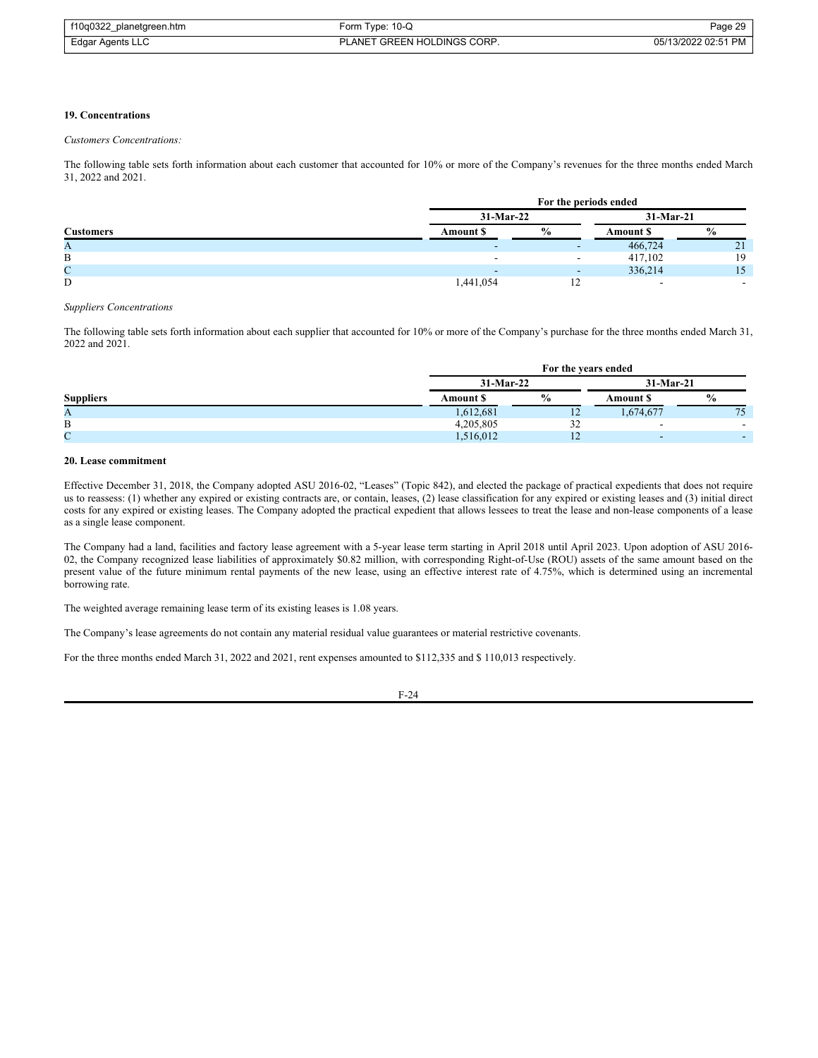### 19. Concentrations

*Customers Concentrations:*

The following table sets forth information about each customer that accounted for 10% or more of the Company's revenues for the three months ended March 31, 2022 and 2021.

| | For the periods ended | | | |
|---|---|---|---|---|
| | 31-Mar-22 | | 31-Mar-21 | |
| **Customers** | **Amount $** | **%** | **Amount $** | **%** |
| A | - | - | 466,724 | 21 |
| B | - | - | 417,102 | 19 |
| C | - | - | 336,214 | 15 |
| D | 1,441,054 | 12 | - | - |

*Suppliers Concentrations*

The following table sets forth information about each supplier that accounted for 10% or more of the Company's purchase for the three months ended March 31, 2022 and 2021.

| | For the years ended | | | |
|---|---|---|---|---|
| | 31-Mar-22 | | 31-Mar-21 | |
| **Suppliers** | **Amount $** | **%** | **Amount $** | **%** |
| A | 1,612,681 | 12 | 1,674,677 | 75 |
| B | 4,205,805 | 32 | - | - |
| C | 1,516,012 | 12 | - | - |

### 20. Lease commitment

Effective December 31, 2018, the Company adopted ASU 2016-02, "Leases" (Topic 842), and elected the package of practical expedients that does not require us to reassess: (1) whether any expired or existing contracts are, or contain, leases, (2) lease classification for any expired or existing leases and (3) initial direct costs for any expired or existing leases. The Company adopted the practical expedient that allows lessees to treat the lease and non-lease components of a lease as a single lease component.

The Company had a land, facilities and factory lease agreement with a 5-year lease term starting in April 2018 until April 2023. Upon adoption of ASU 2016-02, the Company recognized lease liabilities of approximately $0.82 million, with corresponding Right-of-Use (ROU) assets of the same amount based on the present value of the future minimum rental payments of the new lease, using an effective interest rate of 4.75%, which is determined using an incremental borrowing rate.

The weighted average remaining lease term of its existing leases is 1.08 years.

The Company's lease agreements do not contain any material residual value guarantees or material restrictive covenants.

For the three months ended March 31, 2022 and 2021, rent expenses amounted to $112,335 and $ 110,013 respectively.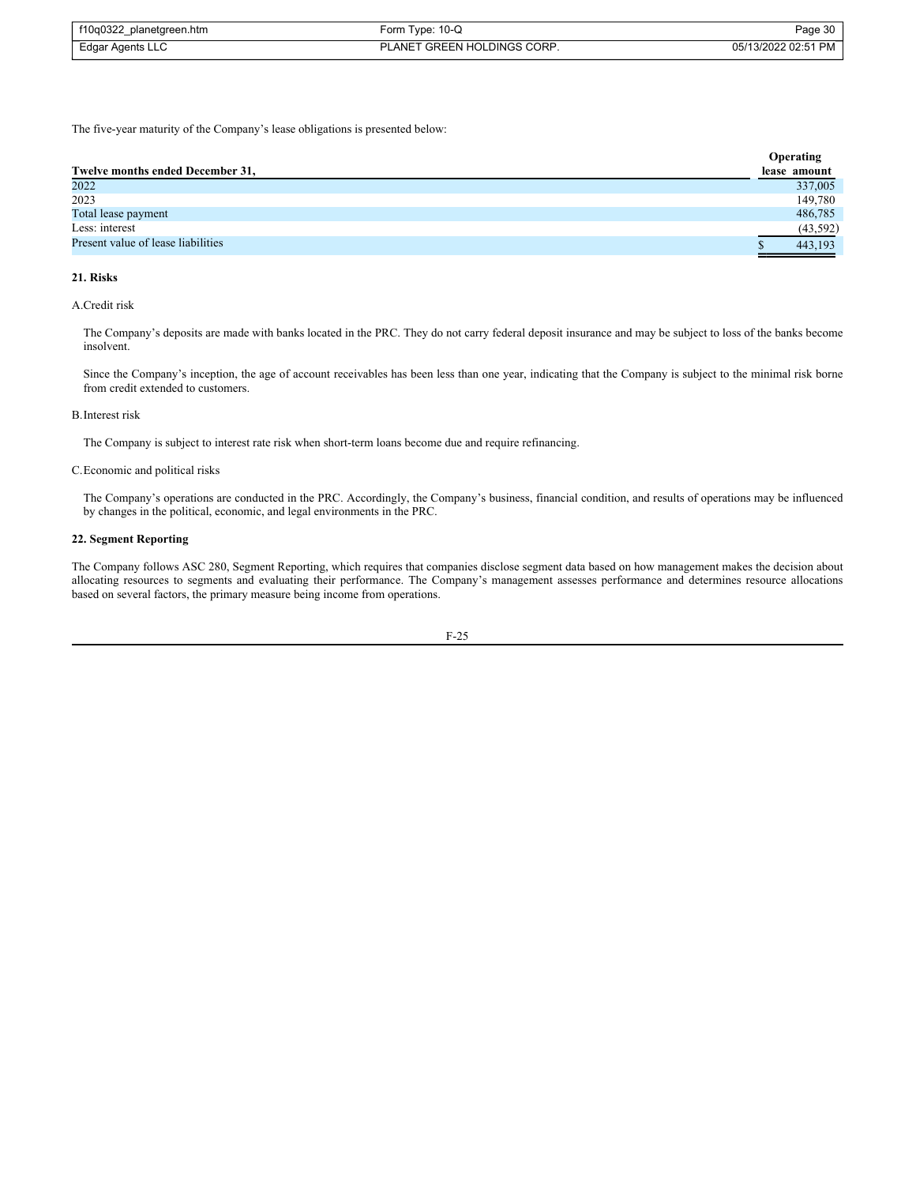The five-year maturity of the Company's lease obligations is presented below:

| Twelve months ended December 31, | Operating lease amount |
|---|---|
| 2022 | 337,005 |
| 2023 | 149,780 |
| Total lease payment | 486,785 |
| Less: interest | (43,592) |
| Present value of lease liabilities | $ 443,193 |

**21. Risks**

A. Credit risk

The Company's deposits are made with banks located in the PRC. They do not carry federal deposit insurance and may be subject to loss of the banks become insolvent.

Since the Company's inception, the age of account receivables has been less than one year, indicating that the Company is subject to the minimal risk borne from credit extended to customers.

B. Interest risk

The Company is subject to interest rate risk when short-term loans become due and require refinancing.

C. Economic and political risks

The Company's operations are conducted in the PRC. Accordingly, the Company's business, financial condition, and results of operations may be influenced by changes in the political, economic, and legal environments in the PRC.

**22. Segment Reporting**

The Company follows ASC 280, Segment Reporting, which requires that companies disclose segment data based on how management makes the decision about allocating resources to segments and evaluating their performance. The Company's management assesses performance and determines resource allocations based on several factors, the primary measure being income from operations.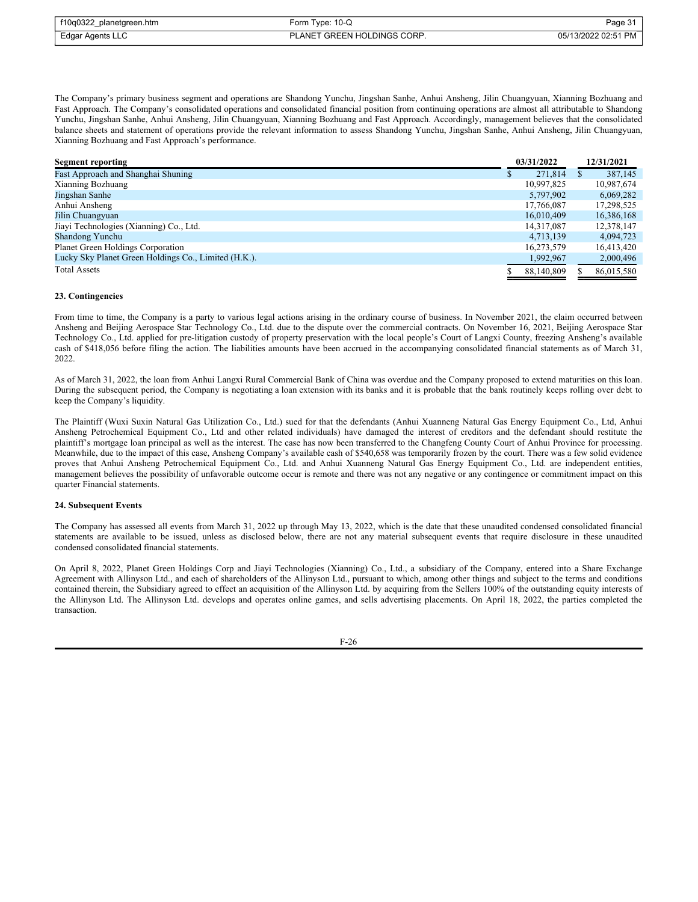The Company's primary business segment and operations are Shandong Yunchu, Jingshan Sanhe, Anhui Ansheng, Jilin Chuangyuan, Xianning Bozhuang and Fast Approach. The Company's consolidated operations and consolidated financial position from continuing operations are almost all attributable to Shandong Yunchu, Jingshan Sanhe, Anhui Ansheng, Jilin Chuangyuan, Xianning Bozhuang and Fast Approach. Accordingly, management believes that the consolidated balance sheets and statement of operations provide the relevant information to assess Shandong Yunchu, Jingshan Sanhe, Anhui Ansheng, Jilin Chuangyuan, Xianning Bozhuang and Fast Approach's performance.

| **Segment reporting** | **03/31/2022** | **12/31/2021** |
|---|---|---|
| Fast Approach and Shanghai Shuning | $ 271,814 | $ 387,145 |
| Xianning Bozhuang | 10,997,825 | 10,987,674 |
| Jingshan Sanhe | 5,797,902 | 6,069,282 |
| Anhui Ansheng | 17,766,087 | 17,298,525 |
| Jilin Chuangyuan | 16,010,409 | 16,386,168 |
| Jiayi Technologies (Xianning) Co., Ltd. | 14,317,087 | 12,378,147 |
| Shandong Yunchu | 4,713,139 | 4,094,723 |
| Planet Green Holdings Corporation | 16,273,579 | 16,413,420 |
| Lucky Sky Planet Green Holdings Co., Limited (H.K.). | 1,992,967 | 2,000,496 |
| Total Assets | $ 88,140,809 | $ 86,015,580 |

**23. Contingencies**

From time to time, the Company is a party to various legal actions arising in the ordinary course of business. In November 2021, the claim occurred between Ansheng and Beijing Aerospace Star Technology Co., Ltd. due to the dispute over the commercial contracts. On November 16, 2021, Beijing Aerospace Star Technology Co., Ltd. applied for pre-litigation custody of property preservation with the local people's Court of Langxi County, freezing Ansheng's available cash of $418,056 before filing the action. The liabilities amounts have been accrued in the accompanying consolidated financial statements as of March 31, 2022.

As of March 31, 2022, the loan from Anhui Langxi Rural Commercial Bank of China was overdue and the Company proposed to extend maturities on this loan. During the subsequent period, the Company is negotiating a loan extension with its banks and it is probable that the bank routinely keeps rolling over debt to keep the Company's liquidity.

The Plaintiff (Wuxi Suxin Natural Gas Utilization Co., Ltd.) sued for that the defendants (Anhui Xuanneng Natural Gas Energy Equipment Co., Ltd, Anhui Ansheng Petrochemical Equipment Co., Ltd and other related individuals) have damaged the interest of creditors and the defendant should restitute the plaintiff's mortgage loan principal as well as the interest. The case has now been transferred to the Changfeng County Court of Anhui Province for processing. Meanwhile, due to the impact of this case, Ansheng Company's available cash of $540,658 was temporarily frozen by the court. There was a few solid evidence proves that Anhui Ansheng Petrochemical Equipment Co., Ltd. and Anhui Xuanneng Natural Gas Energy Equipment Co., Ltd. are independent entities, management believes the possibility of unfavorable outcome occur is remote and there was not any negative or any contingence or commitment impact on this quarter Financial statements.

**24. Subsequent Events**

The Company has assessed all events from March 31, 2022 up through May 13, 2022, which is the date that these unaudited condensed consolidated financial statements are available to be issued, unless as disclosed below, there are not any material subsequent events that require disclosure in these unaudited condensed consolidated financial statements.

On April 8, 2022, Planet Green Holdings Corp and Jiayi Technologies (Xianning) Co., Ltd., a subsidiary of the Company, entered into a Share Exchange Agreement with Allinyson Ltd., and each of shareholders of the Allinyson Ltd., pursuant to which, among other things and subject to the terms and conditions contained therein, the Subsidiary agreed to effect an acquisition of the Allinyson Ltd. by acquiring from the Sellers 100% of the outstanding equity interests of the Allinyson Ltd. The Allinyson Ltd. develops and operates online games, and sells advertising placements. On April 18, 2022, the parties completed the transaction.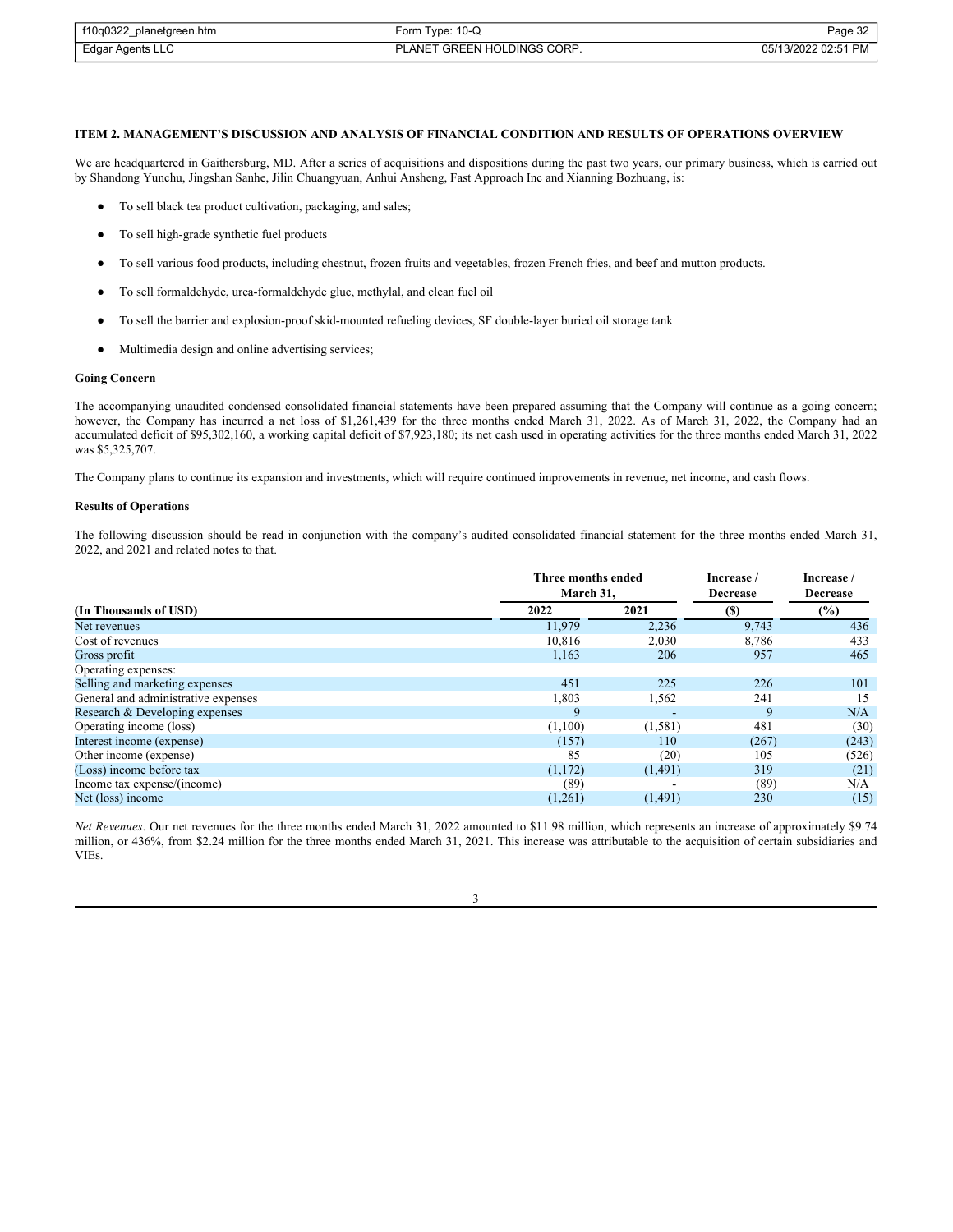### ITEM 2. MANAGEMENT'S DISCUSSION AND ANALYSIS OF FINANCIAL CONDITION AND RESULTS OF OPERATIONS OVERVIEW

We are headquartered in Gaithersburg, MD. After a series of acquisitions and dispositions during the past two years, our primary business, which is carried out by Shandong Yunchu, Jingshan Sanhe, Jilin Chuangyuan, Anhui Ansheng, Fast Approach Inc and Xianning Bozhuang, is:

- To sell black tea product cultivation, packaging, and sales;
- To sell high-grade synthetic fuel products
- To sell various food products, including chestnut, frozen fruits and vegetables, frozen French fries, and beef and mutton products.
- To sell formaldehyde, urea-formaldehyde glue, methylal, and clean fuel oil
- To sell the barrier and explosion-proof skid-mounted refueling devices, SF double-layer buried oil storage tank
- Multimedia design and online advertising services;

**Going Concern**

The accompanying unaudited condensed consolidated financial statements have been prepared assuming that the Company will continue as a going concern; however, the Company has incurred a net loss of $1,261,439 for the three months ended March 31, 2022. As of March 31, 2022, the Company had an accumulated deficit of $95,302,160, a working capital deficit of $7,923,180; its net cash used in operating activities for the three months ended March 31, 2022 was $5,325,707.

The Company plans to continue its expansion and investments, which will require continued improvements in revenue, net income, and cash flows.

**Results of Operations**

The following discussion should be read in conjunction with the company's audited consolidated financial statement for the three months ended March 31, 2022, and 2021 and related notes to that.

| | Three months ended March 31, | | Increase / Decrease | Increase / Decrease |
|---|---|---|---|---|
| **(In Thousands of USD)** | **2022** | **2021** | **($)** | **(%)** |
| Net revenues | 11,979 | 2,236 | 9,743 | 436 |
| Cost of revenues | 10,816 | 2,030 | 8,786 | 433 |
| Gross profit | 1,163 | 206 | 957 | 465 |
| Operating expenses: | | | | |
| Selling and marketing expenses | 451 | 225 | 226 | 101 |
| General and administrative expenses | 1,803 | 1,562 | 241 | 15 |
| Research & Developing expenses | 9 | - | 9 | N/A |
| Operating income (loss) | (1,100) | (1,581) | 481 | (30) |
| Interest income (expense) | (157) | 110 | (267) | (243) |
| Other income (expense) | 85 | (20) | 105 | (526) |
| (Loss) income before tax | (1,172) | (1,491) | 319 | (21) |
| Income tax expense/(income) | (89) | - | (89) | N/A |
| Net (loss) income | (1,261) | (1,491) | 230 | (15) |

*Net Revenues*. Our net revenues for the three months ended March 31, 2022 amounted to $11.98 million, which represents an increase of approximately $9.74 million, or 436%, from $2.24 million for the three months ended March 31, 2021. This increase was attributable to the acquisition of certain subsidiaries and VIEs.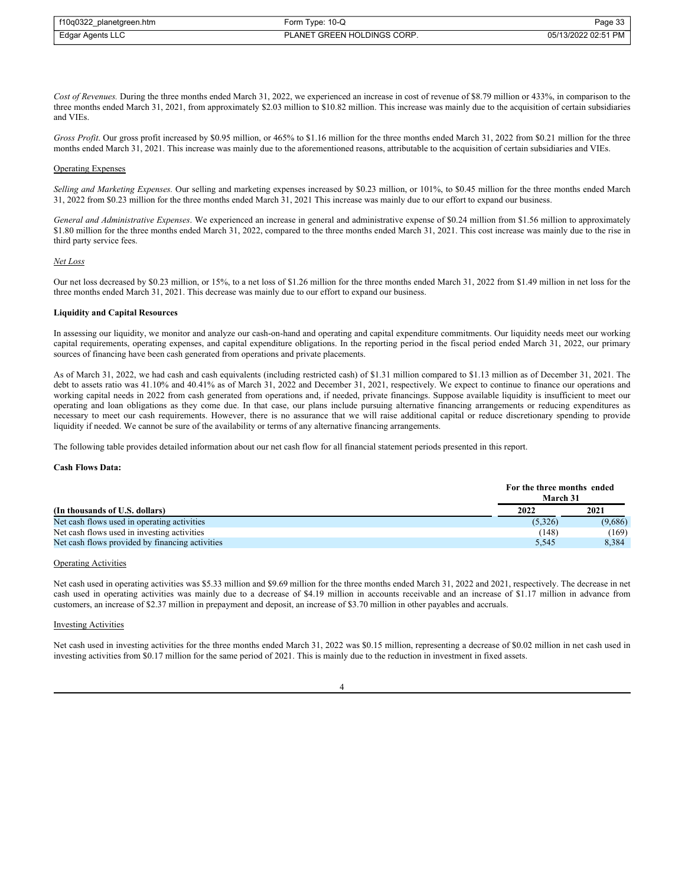*Cost of Revenues.* During the three months ended March 31, 2022, we experienced an increase in cost of revenue of $8.79 million or 433%, in comparison to the three months ended March 31, 2021, from approximately $2.03 million to $10.82 million. This increase was mainly due to the acquisition of certain subsidiaries and VIEs.

*Gross Profit*. Our gross profit increased by $0.95 million, or 465% to $1.16 million for the three months ended March 31, 2022 from $0.21 million for the three months ended March 31, 2021. This increase was mainly due to the aforementioned reasons, attributable to the acquisition of certain subsidiaries and VIEs.

Operating Expenses

*Selling and Marketing Expenses.* Our selling and marketing expenses increased by $0.23 million, or 101%, to $0.45 million for the three months ended March 31, 2022 from $0.23 million for the three months ended March 31, 2021 This increase was mainly due to our effort to expand our business.

*General and Administrative Expenses*. We experienced an increase in general and administrative expense of $0.24 million from $1.56 million to approximately $1.80 million for the three months ended March 31, 2022, compared to the three months ended March 31, 2021. This cost increase was mainly due to the rise in third party service fees.

*Net Loss*

Our net loss decreased by $0.23 million, or 15%, to a net loss of $1.26 million for the three months ended March 31, 2022 from $1.49 million in net loss for the three months ended March 31, 2021. This decrease was mainly due to our effort to expand our business.

**Liquidity and Capital Resources**

In assessing our liquidity, we monitor and analyze our cash-on-hand and operating and capital expenditure commitments. Our liquidity needs meet our working capital requirements, operating expenses, and capital expenditure obligations. In the reporting period in the fiscal period ended March 31, 2022, our primary sources of financing have been cash generated from operations and private placements.

As of March 31, 2022, we had cash and cash equivalents (including restricted cash) of $1.31 million compared to $1.13 million as of December 31, 2021. The debt to assets ratio was 41.10% and 40.41% as of March 31, 2022 and December 31, 2021, respectively. We expect to continue to finance our operations and working capital needs in 2022 from cash generated from operations and, if needed, private financings. Suppose available liquidity is insufficient to meet our operating and loan obligations as they come due. In that case, our plans include pursuing alternative financing arrangements or reducing expenditures as necessary to meet our cash requirements. However, there is no assurance that we will raise additional capital or reduce discretionary spending to provide liquidity if needed. We cannot be sure of the availability or terms of any alternative financing arrangements.

The following table provides detailed information about our net cash flow for all financial statement periods presented in this report.

**Cash Flows Data:**

| | For the three months ended March 31 | |
|---|---|---|
| **(In thousands of U.S. dollars)** | **2022** | **2021** |
| Net cash flows used in operating activities | (5,326) | (9,686) |
| Net cash flows used in investing activities | (148) | (169) |
| Net cash flows provided by financing activities | 5,545 | 8,384 |

Operating Activities

Net cash used in operating activities was $5.33 million and $9.69 million for the three months ended March 31, 2022 and 2021, respectively. The decrease in net cash used in operating activities was mainly due to a decrease of $4.19 million in accounts receivable and an increase of $1.17 million in advance from customers, an increase of $2.37 million in prepayment and deposit, an increase of $3.70 million in other payables and accruals.

Investing Activities

Net cash used in investing activities for the three months ended March 31, 2022 was $0.15 million, representing a decrease of $0.02 million in net cash used in investing activities from $0.17 million for the same period of 2021. This is mainly due to the reduction in investment in fixed assets.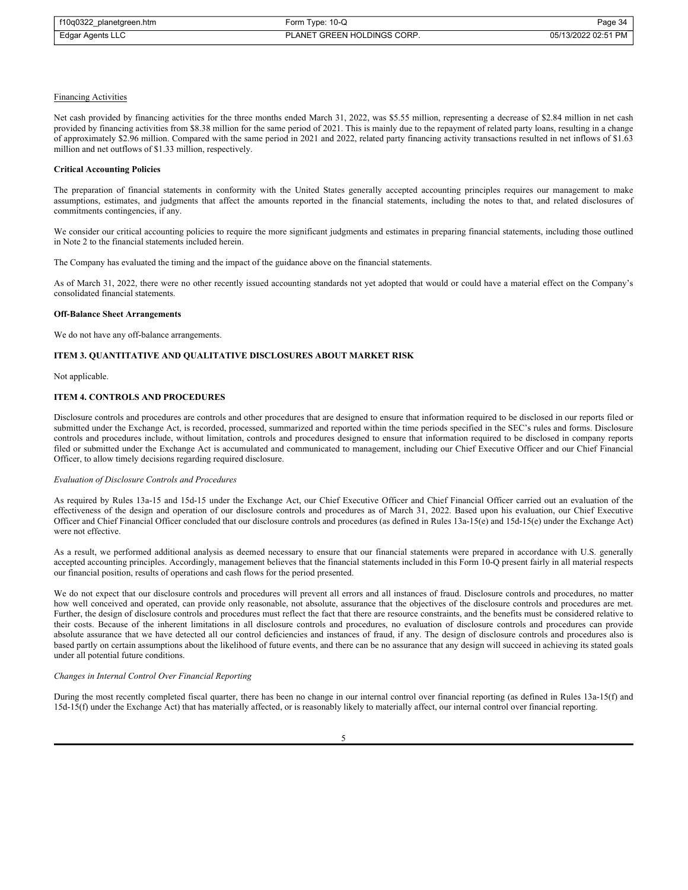Financing Activities

Net cash provided by financing activities for the three months ended March 31, 2022, was $5.55 million, representing a decrease of $2.84 million in net cash provided by financing activities from $8.38 million for the same period of 2021. This is mainly due to the repayment of related party loans, resulting in a change of approximately $2.96 million. Compared with the same period in 2021 and 2022, related party financing activity transactions resulted in net inflows of $1.63 million and net outflows of $1.33 million, respectively.

**Critical Accounting Policies**

The preparation of financial statements in conformity with the United States generally accepted accounting principles requires our management to make assumptions, estimates, and judgments that affect the amounts reported in the financial statements, including the notes to that, and related disclosures of commitments contingencies, if any.

We consider our critical accounting policies to require the more significant judgments and estimates in preparing financial statements, including those outlined in Note 2 to the financial statements included herein.

The Company has evaluated the timing and the impact of the guidance above on the financial statements.

As of March 31, 2022, there were no other recently issued accounting standards not yet adopted that would or could have a material effect on the Company's consolidated financial statements.

**Off-Balance Sheet Arrangements**

We do not have any off-balance arrangements.

## ITEM 3. QUANTITATIVE AND QUALITATIVE DISCLOSURES ABOUT MARKET RISK

Not applicable.

## ITEM 4. CONTROLS AND PROCEDURES

Disclosure controls and procedures are controls and other procedures that are designed to ensure that information required to be disclosed in our reports filed or submitted under the Exchange Act, is recorded, processed, summarized and reported within the time periods specified in the SEC's rules and forms. Disclosure controls and procedures include, without limitation, controls and procedures designed to ensure that information required to be disclosed in company reports filed or submitted under the Exchange Act is accumulated and communicated to management, including our Chief Executive Officer and our Chief Financial Officer, to allow timely decisions regarding required disclosure.

*Evaluation of Disclosure Controls and Procedures*

As required by Rules 13a-15 and 15d-15 under the Exchange Act, our Chief Executive Officer and Chief Financial Officer carried out an evaluation of the effectiveness of the design and operation of our disclosure controls and procedures as of March 31, 2022. Based upon his evaluation, our Chief Executive Officer and Chief Financial Officer concluded that our disclosure controls and procedures (as defined in Rules 13a-15(e) and 15d-15(e) under the Exchange Act) were not effective.

As a result, we performed additional analysis as deemed necessary to ensure that our financial statements were prepared in accordance with U.S. generally accepted accounting principles. Accordingly, management believes that the financial statements included in this Form 10-Q present fairly in all material respects our financial position, results of operations and cash flows for the period presented.

We do not expect that our disclosure controls and procedures will prevent all errors and all instances of fraud. Disclosure controls and procedures, no matter how well conceived and operated, can provide only reasonable, not absolute, assurance that the objectives of the disclosure controls and procedures are met. Further, the design of disclosure controls and procedures must reflect the fact that there are resource constraints, and the benefits must be considered relative to their costs. Because of the inherent limitations in all disclosure controls and procedures, no evaluation of disclosure controls and procedures can provide absolute assurance that we have detected all our control deficiencies and instances of fraud, if any. The design of disclosure controls and procedures also is based partly on certain assumptions about the likelihood of future events, and there can be no assurance that any design will succeed in achieving its stated goals under all potential future conditions.

*Changes in Internal Control Over Financial Reporting*

During the most recently completed fiscal quarter, there has been no change in our internal control over financial reporting (as defined in Rules 13a-15(f) and 15d-15(f) under the Exchange Act) that has materially affected, or is reasonably likely to materially affect, our internal control over financial reporting.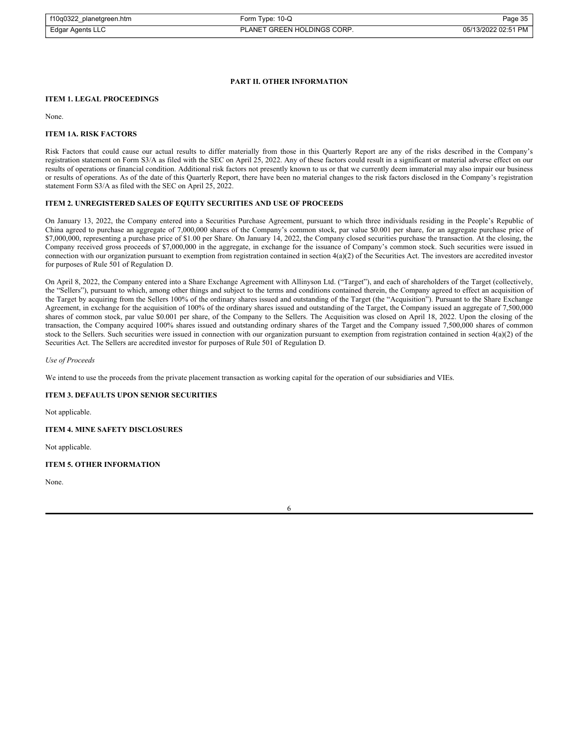## PART II. OTHER INFORMATION

### ITEM 1. LEGAL PROCEEDINGS

None.

### ITEM 1A. RISK FACTORS

Risk Factors that could cause our actual results to differ materially from those in this Quarterly Report are any of the risks described in the Company's registration statement on Form S3/A as filed with the SEC on April 25, 2022. Any of these factors could result in a significant or material adverse effect on our results of operations or financial condition. Additional risk factors not presently known to us or that we currently deem immaterial may also impair our business or results of operations. As of the date of this Quarterly Report, there have been no material changes to the risk factors disclosed in the Company's registration statement Form S3/A as filed with the SEC on April 25, 2022.

### ITEM 2. UNREGISTERED SALES OF EQUITY SECURITIES AND USE OF PROCEEDS

On January 13, 2022, the Company entered into a Securities Purchase Agreement, pursuant to which three individuals residing in the People's Republic of China agreed to purchase an aggregate of 7,000,000 shares of the Company's common stock, par value $0.001 per share, for an aggregate purchase price of $7,000,000, representing a purchase price of $1.00 per Share. On January 14, 2022, the Company closed securities purchase the transaction. At the closing, the Company received gross proceeds of $7,000,000 in the aggregate, in exchange for the issuance of Company's common stock. Such securities were issued in connection with our organization pursuant to exemption from registration contained in section 4(a)(2) of the Securities Act. The investors are accredited investor for purposes of Rule 501 of Regulation D.

On April 8, 2022, the Company entered into a Share Exchange Agreement with Allinyson Ltd. ("Target"), and each of shareholders of the Target (collectively, the "Sellers"), pursuant to which, among other things and subject to the terms and conditions contained therein, the Company agreed to effect an acquisition of the Target by acquiring from the Sellers 100% of the ordinary shares issued and outstanding of the Target (the "Acquisition"). Pursuant to the Share Exchange Agreement, in exchange for the acquisition of 100% of the ordinary shares issued and outstanding of the Target, the Company issued an aggregate of 7,500,000 shares of common stock, par value $0.001 per share, of the Company to the Sellers. The Acquisition was closed on April 18, 2022. Upon the closing of the transaction, the Company acquired 100% shares issued and outstanding ordinary shares of the Target and the Company issued 7,500,000 shares of common stock to the Sellers. Such securities were issued in connection with our organization pursuant to exemption from registration contained in section 4(a)(2) of the Securities Act. The Sellers are accredited investor for purposes of Rule 501 of Regulation D.

*Use of Proceeds*

We intend to use the proceeds from the private placement transaction as working capital for the operation of our subsidiaries and VIEs.

### ITEM 3. DEFAULTS UPON SENIOR SECURITIES

Not applicable.

### ITEM 4. MINE SAFETY DISCLOSURES

Not applicable.

### ITEM 5. OTHER INFORMATION

None.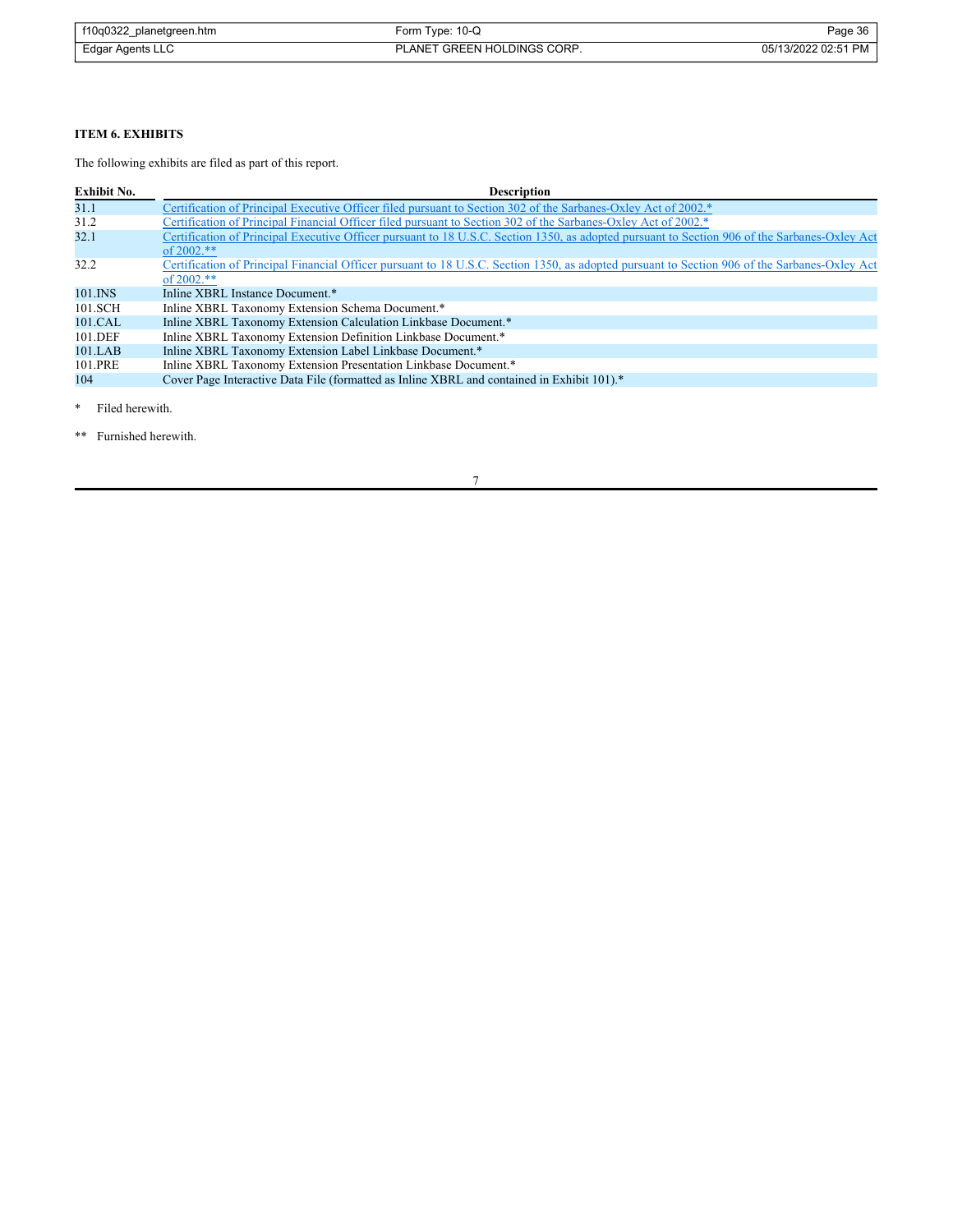**ITEM 6. EXHIBITS**

The following exhibits are filed as part of this report.

| Exhibit No. | Description |
|---|---|
| 31.1 | Certification of Principal Executive Officer filed pursuant to Section 302 of the Sarbanes-Oxley Act of 2002.* |
| 31.2 | Certification of Principal Financial Officer filed pursuant to Section 302 of the Sarbanes-Oxley Act of 2002.* |
| 32.1 | Certification of Principal Executive Officer pursuant to 18 U.S.C. Section 1350, as adopted pursuant to Section 906 of the Sarbanes-Oxley Act of 2002.** |
| 32.2 | Certification of Principal Financial Officer pursuant to 18 U.S.C. Section 1350, as adopted pursuant to Section 906 of the Sarbanes-Oxley Act of 2002.** |
| 101.INS | Inline XBRL Instance Document.* |
| 101.SCH | Inline XBRL Taxonomy Extension Schema Document.* |
| 101.CAL | Inline XBRL Taxonomy Extension Calculation Linkbase Document.* |
| 101.DEF | Inline XBRL Taxonomy Extension Definition Linkbase Document.* |
| 101.LAB | Inline XBRL Taxonomy Extension Label Linkbase Document.* |
| 101.PRE | Inline XBRL Taxonomy Extension Presentation Linkbase Document.* |
| 104 | Cover Page Interactive Data File (formatted as Inline XBRL and contained in Exhibit 101).* |

\* Filed herewith.

\*\* Furnished herewith.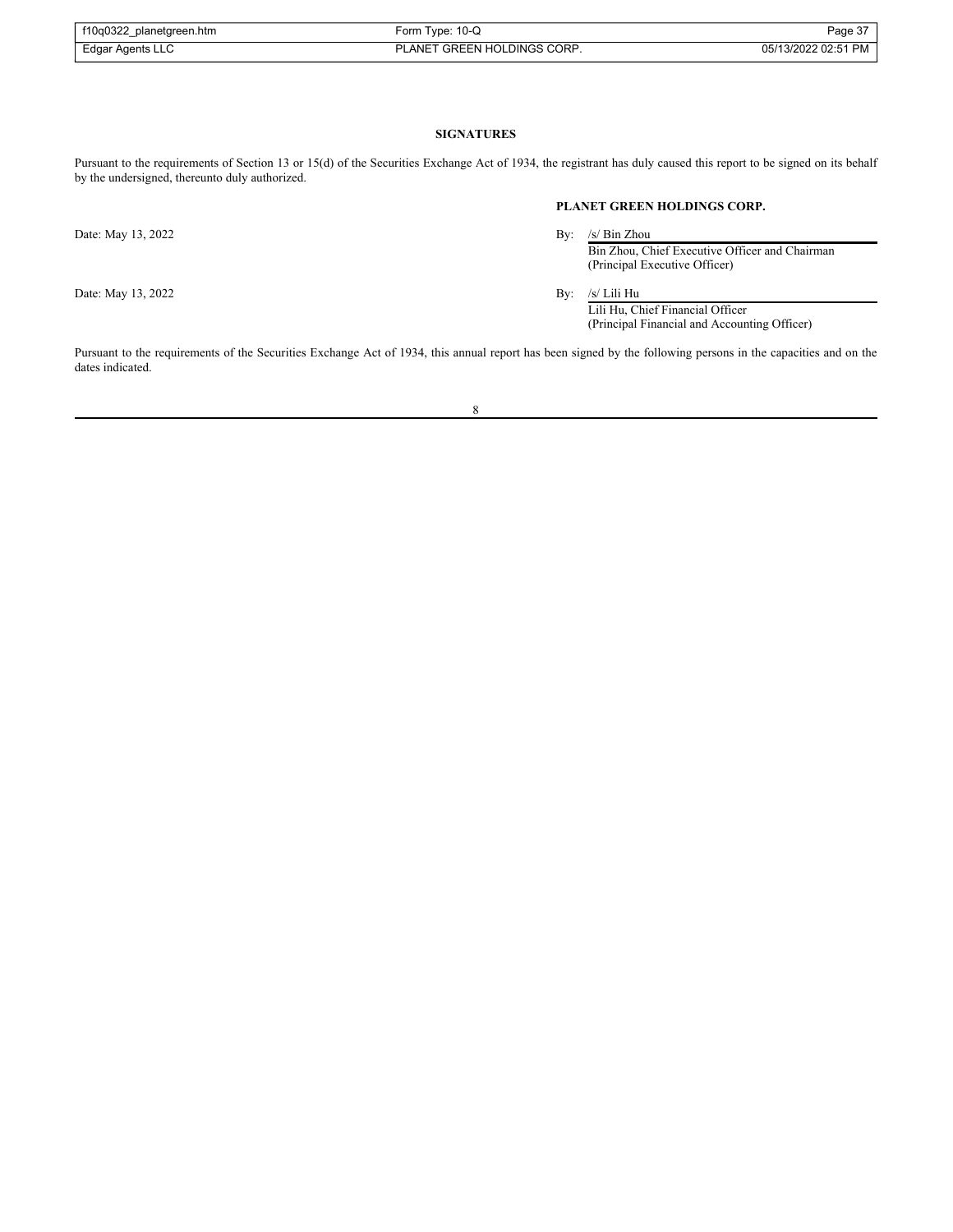## SIGNATURES

Pursuant to the requirements of Section 13 or 15(d) of the Securities Exchange Act of 1934, the registrant has duly caused this report to be signed on its behalf by the undersigned, thereunto duly authorized.

**PLANET GREEN HOLDINGS CORP.**

Date: May 13, 2022

By: /s/ Bin Zhou
Bin Zhou, Chief Executive Officer and Chairman
(Principal Executive Officer)

Date: May 13, 2022

By: /s/ Lili Hu
Lili Hu, Chief Financial Officer
(Principal Financial and Accounting Officer)

Pursuant to the requirements of the Securities Exchange Act of 1934, this annual report has been signed by the following persons in the capacities and on the dates indicated.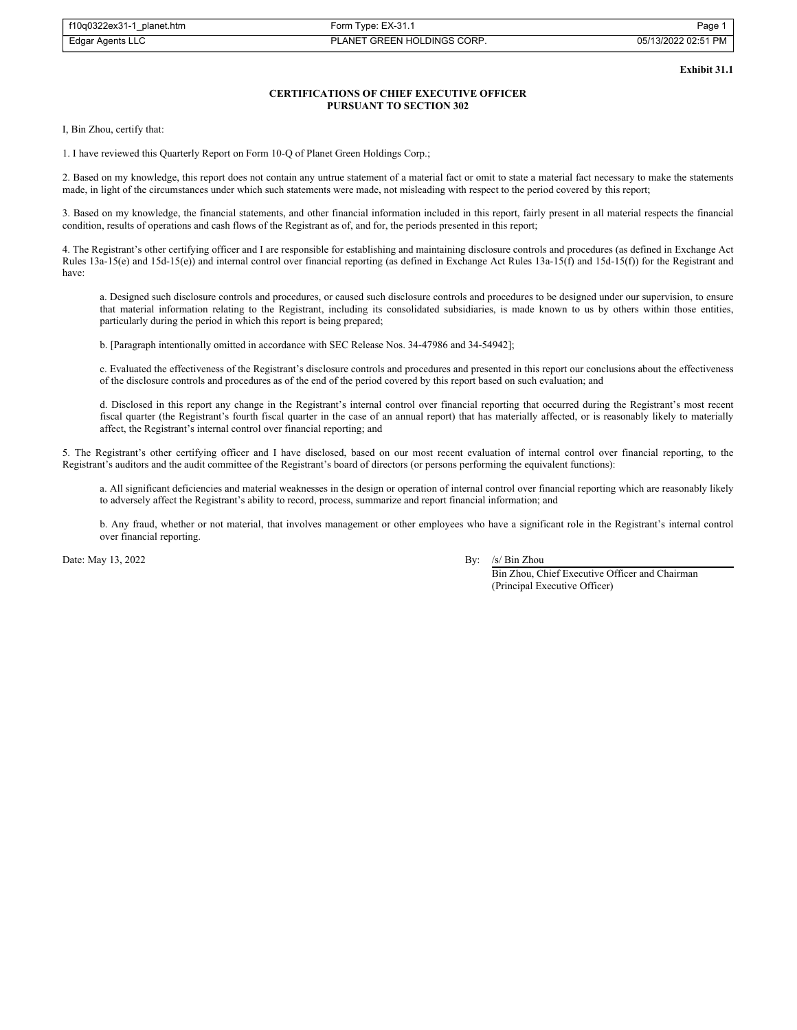**Exhibit 31.1**

**CERTIFICATIONS OF CHIEF EXECUTIVE OFFICER**
**PURSUANT TO SECTION 302**

I, Bin Zhou, certify that:

1. I have reviewed this Quarterly Report on Form 10-Q of Planet Green Holdings Corp.;

2. Based on my knowledge, this report does not contain any untrue statement of a material fact or omit to state a material fact necessary to make the statements made, in light of the circumstances under which such statements were made, not misleading with respect to the period covered by this report;

3. Based on my knowledge, the financial statements, and other financial information included in this report, fairly present in all material respects the financial condition, results of operations and cash flows of the Registrant as of, and for, the periods presented in this report;

4. The Registrant's other certifying officer and I are responsible for establishing and maintaining disclosure controls and procedures (as defined in Exchange Act Rules 13a-15(e) and 15d-15(e)) and internal control over financial reporting (as defined in Exchange Act Rules 13a-15(f) and 15d-15(f)) for the Registrant and have:

   a. Designed such disclosure controls and procedures, or caused such disclosure controls and procedures to be designed under our supervision, to ensure that material information relating to the Registrant, including its consolidated subsidiaries, is made known to us by others within those entities, particularly during the period in which this report is being prepared;

   b. [Paragraph intentionally omitted in accordance with SEC Release Nos. 34-47986 and 34-54942];

   c. Evaluated the effectiveness of the Registrant's disclosure controls and procedures and presented in this report our conclusions about the effectiveness of the disclosure controls and procedures as of the end of the period covered by this report based on such evaluation; and

   d. Disclosed in this report any change in the Registrant's internal control over financial reporting that occurred during the Registrant's most recent fiscal quarter (the Registrant's fourth fiscal quarter in the case of an annual report) that has materially affected, or is reasonably likely to materially affect, the Registrant's internal control over financial reporting; and

5. The Registrant's other certifying officer and I have disclosed, based on our most recent evaluation of internal control over financial reporting, to the Registrant's auditors and the audit committee of the Registrant's board of directors (or persons performing the equivalent functions):

   a. All significant deficiencies and material weaknesses in the design or operation of internal control over financial reporting which are reasonably likely to adversely affect the Registrant's ability to record, process, summarize and report financial information; and

   b. Any fraud, whether or not material, that involves management or other employees who have a significant role in the Registrant's internal control over financial reporting.

Date: May 13, 2022

By: /s/ Bin Zhou
Bin Zhou, Chief Executive Officer and Chairman
(Principal Executive Officer)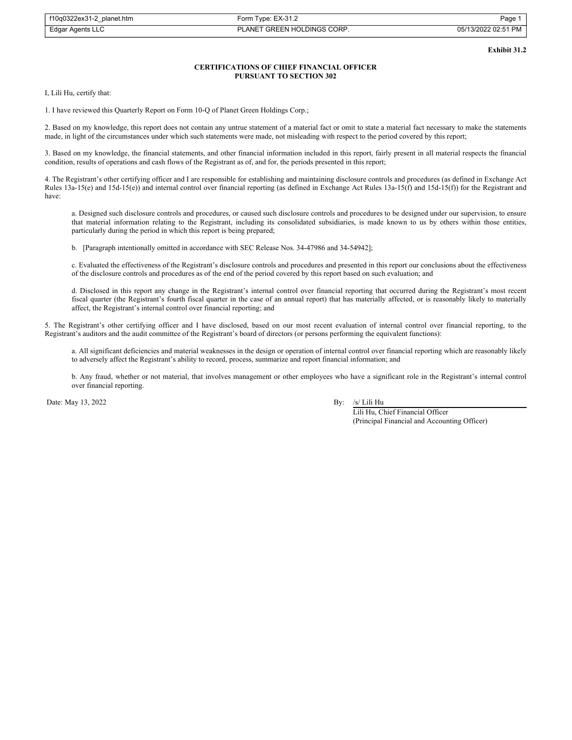**Exhibit 31.2**

**CERTIFICATIONS OF CHIEF FINANCIAL OFFICER**
**PURSUANT TO SECTION 302**

I, Lili Hu, certify that:

1. I have reviewed this Quarterly Report on Form 10-Q of Planet Green Holdings Corp.;

2. Based on my knowledge, this report does not contain any untrue statement of a material fact or omit to state a material fact necessary to make the statements made, in light of the circumstances under which such statements were made, not misleading with respect to the period covered by this report;

3. Based on my knowledge, the financial statements, and other financial information included in this report, fairly present in all material respects the financial condition, results of operations and cash flows of the Registrant as of, and for, the periods presented in this report;

4. The Registrant's other certifying officer and I are responsible for establishing and maintaining disclosure controls and procedures (as defined in Exchange Act Rules 13a-15(e) and 15d-15(e)) and internal control over financial reporting (as defined in Exchange Act Rules 13a-15(f) and 15d-15(f)) for the Registrant and have:

   a. Designed such disclosure controls and procedures, or caused such disclosure controls and procedures to be designed under our supervision, to ensure that material information relating to the Registrant, including its consolidated subsidiaries, is made known to us by others within those entities, particularly during the period in which this report is being prepared;

   b. [Paragraph intentionally omitted in accordance with SEC Release Nos. 34-47986 and 34-54942];

   c. Evaluated the effectiveness of the Registrant's disclosure controls and procedures and presented in this report our conclusions about the effectiveness of the disclosure controls and procedures as of the end of the period covered by this report based on such evaluation; and

   d. Disclosed in this report any change in the Registrant's internal control over financial reporting that occurred during the Registrant's most recent fiscal quarter (the Registrant's fourth fiscal quarter in the case of an annual report) that has materially affected, or is reasonably likely to materially affect, the Registrant's internal control over financial reporting; and

5. The Registrant's other certifying officer and I have disclosed, based on our most recent evaluation of internal control over financial reporting, to the Registrant's auditors and the audit committee of the Registrant's board of directors (or persons performing the equivalent functions):

   a. All significant deficiencies and material weaknesses in the design or operation of internal control over financial reporting which are reasonably likely to adversely affect the Registrant's ability to record, process, summarize and report financial information; and

   b. Any fraud, whether or not material, that involves management or other employees who have a significant role in the Registrant's internal control over financial reporting.

Date: May 13, 2022

By: /s/ Lili Hu
Lili Hu, Chief Financial Officer
(Principal Financial and Accounting Officer)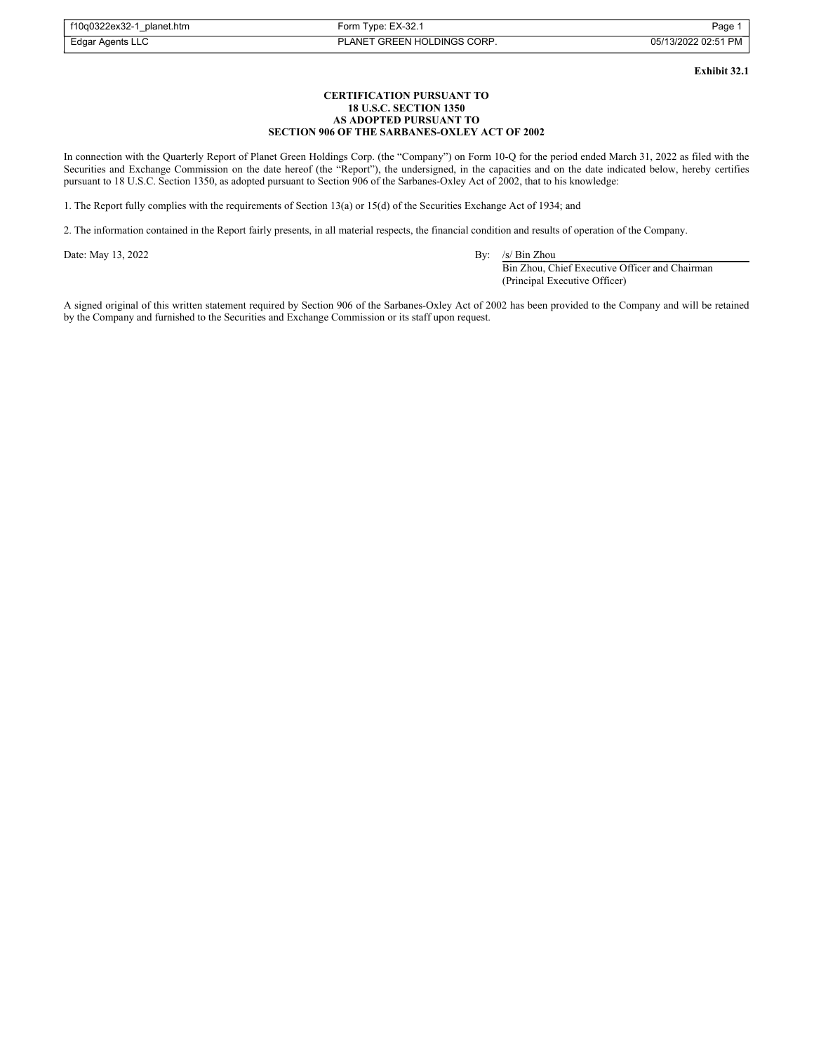**Exhibit 32.1**

**CERTIFICATION PURSUANT TO**
**18 U.S.C. SECTION 1350**
**AS ADOPTED PURSUANT TO**
**SECTION 906 OF THE SARBANES-OXLEY ACT OF 2002**

In connection with the Quarterly Report of Planet Green Holdings Corp. (the "Company") on Form 10-Q for the period ended March 31, 2022 as filed with the Securities and Exchange Commission on the date hereof (the "Report"), the undersigned, in the capacities and on the date indicated below, hereby certifies pursuant to 18 U.S.C. Section 1350, as adopted pursuant to Section 906 of the Sarbanes-Oxley Act of 2002, that to his knowledge:

1. The Report fully complies with the requirements of Section 13(a) or 15(d) of the Securities Exchange Act of 1934; and

2. The information contained in the Report fairly presents, in all material respects, the financial condition and results of operation of the Company.

Date: May 13, 2022

By: /s/ Bin Zhou
Bin Zhou, Chief Executive Officer and Chairman
(Principal Executive Officer)

A signed original of this written statement required by Section 906 of the Sarbanes-Oxley Act of 2002 has been provided to the Company and will be retained by the Company and furnished to the Securities and Exchange Commission or its staff upon request.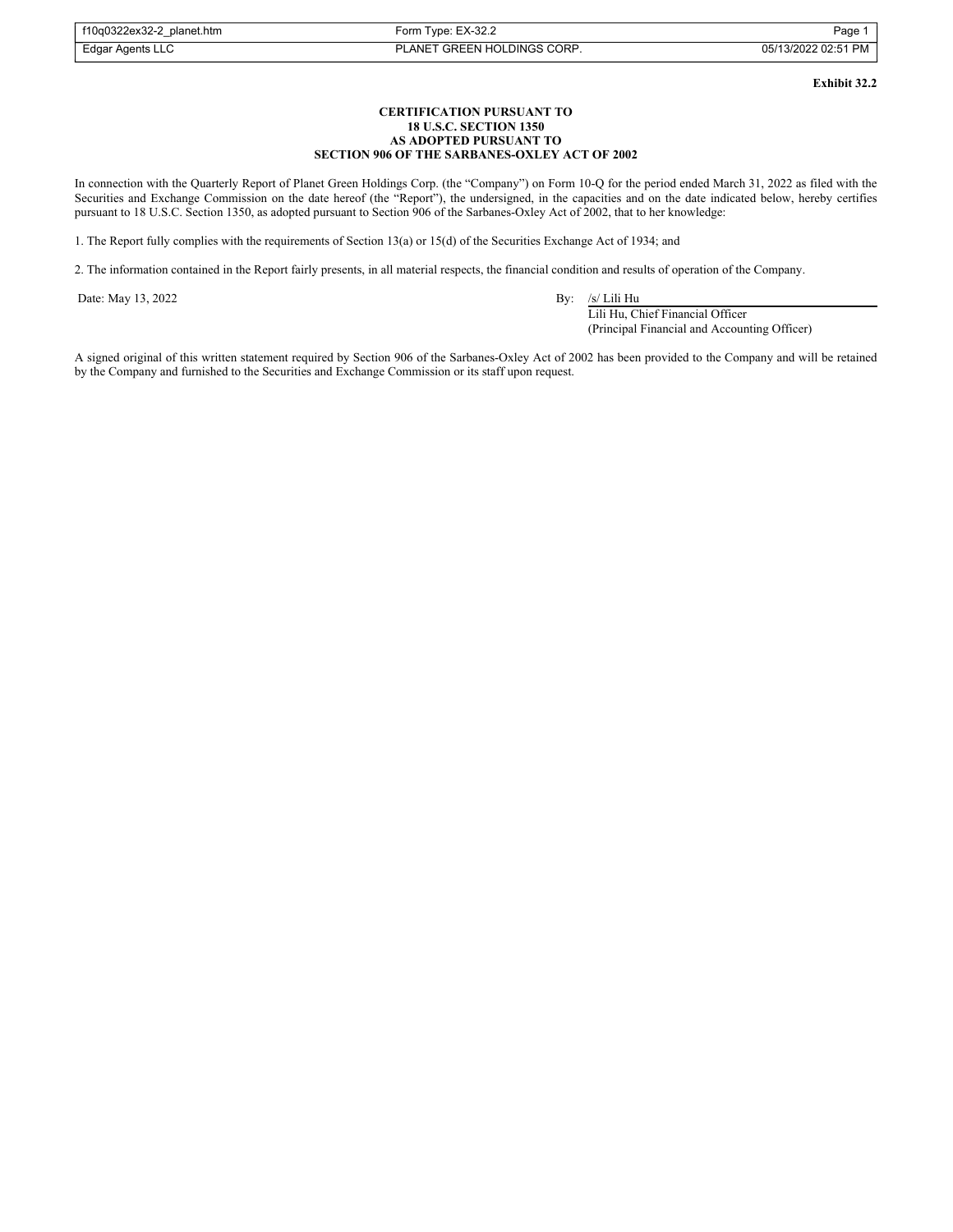**Exhibit 32.2**

**CERTIFICATION PURSUANT TO**
**18 U.S.C. SECTION 1350**
**AS ADOPTED PURSUANT TO**
**SECTION 906 OF THE SARBANES-OXLEY ACT OF 2002**

In connection with the Quarterly Report of Planet Green Holdings Corp. (the "Company") on Form 10-Q for the period ended March 31, 2022 as filed with the Securities and Exchange Commission on the date hereof (the "Report"), the undersigned, in the capacities and on the date indicated below, hereby certifies pursuant to 18 U.S.C. Section 1350, as adopted pursuant to Section 906 of the Sarbanes-Oxley Act of 2002, that to her knowledge:

1. The Report fully complies with the requirements of Section 13(a) or 15(d) of the Securities Exchange Act of 1934; and

2. The information contained in the Report fairly presents, in all material respects, the financial condition and results of operation of the Company.

Date: May 13, 2022

By: /s/ Lili Hu
Lili Hu, Chief Financial Officer
(Principal Financial and Accounting Officer)

A signed original of this written statement required by Section 906 of the Sarbanes-Oxley Act of 2002 has been provided to the Company and will be retained by the Company and furnished to the Securities and Exchange Commission or its staff upon request.